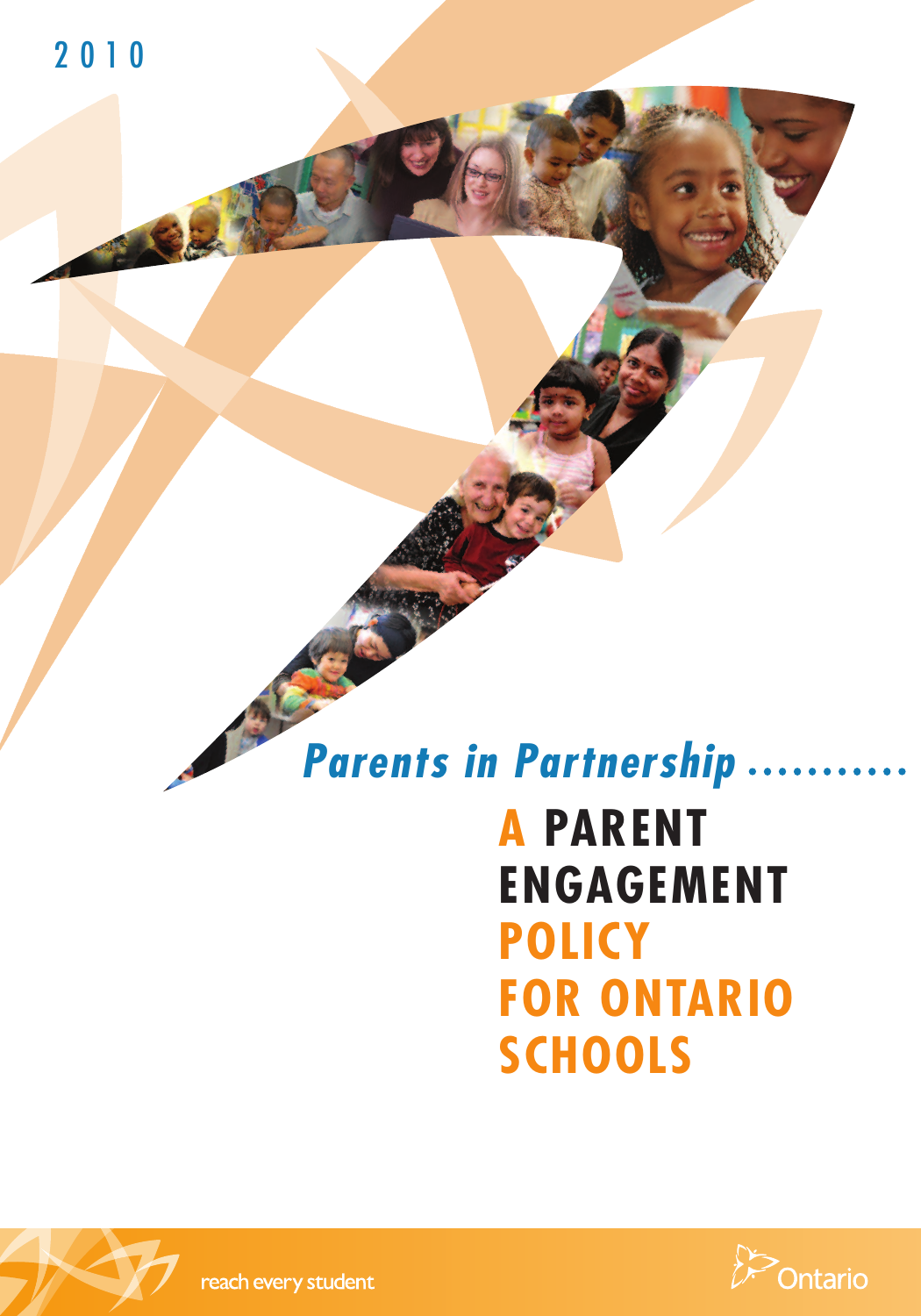2010

*Parents in Partnership*

# A PARENT ENGAGEMENT POLICY FOR ONTARIO SCHOOLS

reach every student

Ontario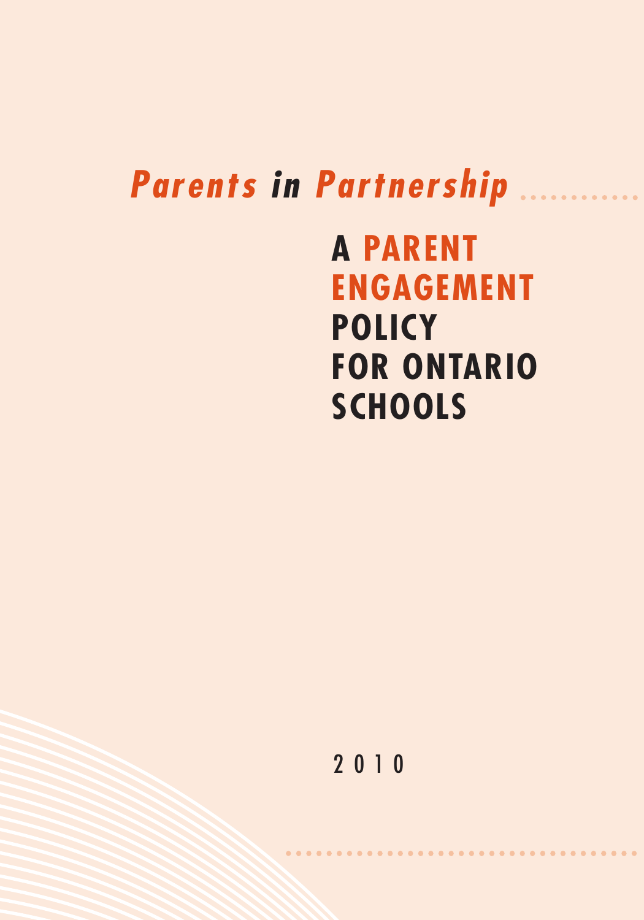# *Parents in Partnership*

## A PARENT ENGAGEMENT POLICY FOR ONTARIO SCHOOLS

2010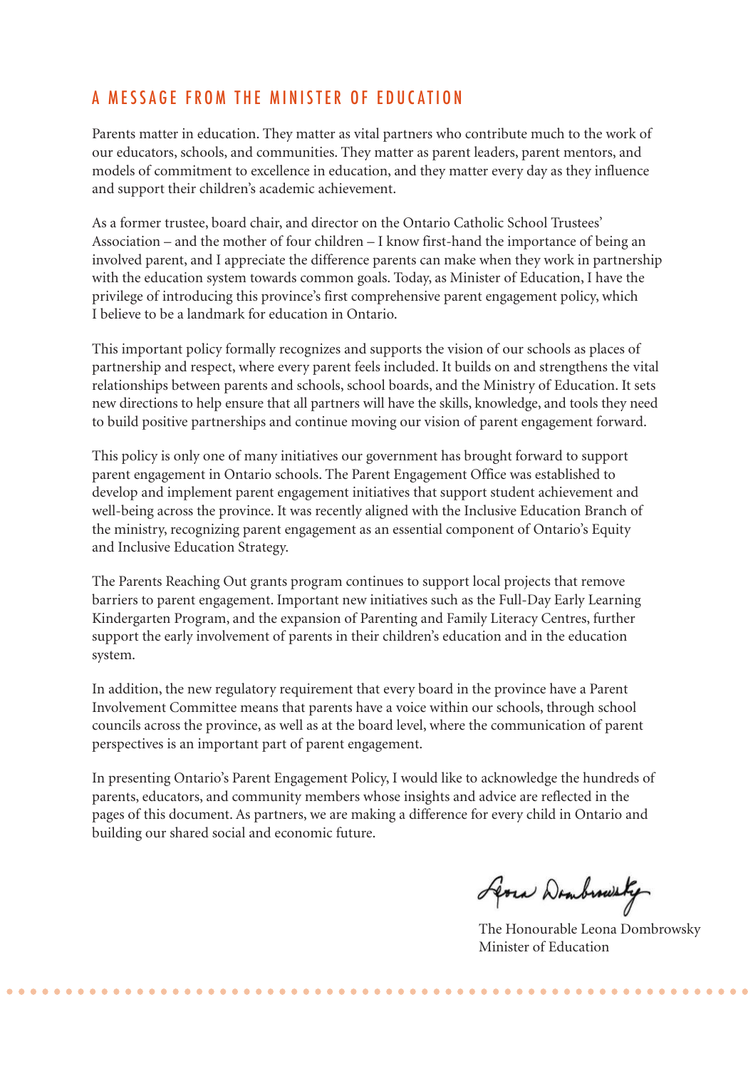## A MESSAGE FROM THE MINISTER OF EDUCATION

Parents matter in education. They matter as vital partners who contribute much to the work of our educators, schools, and communities. They matter as parent leaders, parent mentors, and models of commitment to excellence in education, and they matter every day as they influence and support their children's academic achievement.

As a former trustee, board chair, and director on the Ontario Catholic School Trustees' Association – and the mother of four children – I know first-hand the importance of being an involved parent, and I appreciate the difference parents can make when they work in partnership with the education system towards common goals. Today, as Minister of Education, I have the privilege of introducing this province's first comprehensive parent engagement policy, which I believe to be a landmark for education in Ontario.

This important policy formally recognizes and supports the vision of our schools as places of partnership and respect, where every parent feels included. It builds on and strengthens the vital relationships between parents and schools, school boards, and the Ministry of Education. It sets new directions to help ensure that all partners will have the skills, knowledge, and tools they need to build positive partnerships and continue moving our vision of parent engagement forward.

This policy is only one of many initiatives our government has brought forward to support parent engagement in Ontario schools. The Parent Engagement Office was established to develop and implement parent engagement initiatives that support student achievement and well-being across the province. It was recently aligned with the Inclusive Education Branch of the ministry, recognizing parent engagement as an essential component of Ontario's Equity and Inclusive Education Strategy.

The Parents Reaching Out grants program continues to support local projects that remove barriers to parent engagement. Important new initiatives such as the Full-Day Early Learning Kindergarten Program, and the expansion of Parenting and Family Literacy Centres, further support the early involvement of parents in their children's education and in the education system.

In addition, the new regulatory requirement that every board in the province have a Parent Involvement Committee means that parents have a voice within our schools, through school councils across the province, as well as at the board level, where the communication of parent perspectives is an important part of parent engagement.

In presenting Ontario's Parent Engagement Policy, I would like to acknowledge the hundreds of parents, educators, and community members whose insights and advice are reflected in the pages of this document. As partners, we are making a difference for every child in Ontario and building our shared social and economic future.

The Honourable Leona Dombrowsky
Minister of Education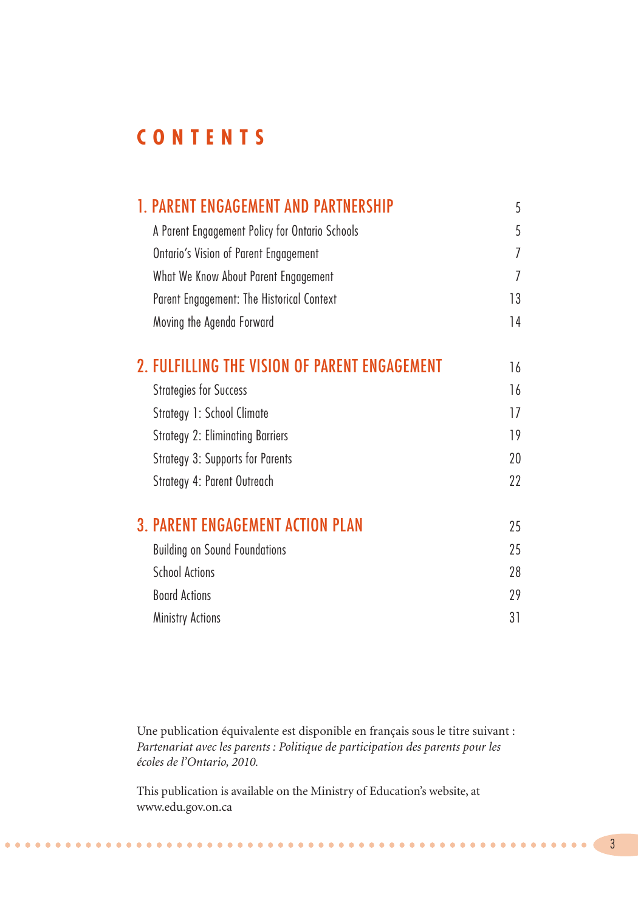# CONTENTS

| | |
|---|---|
| **1. PARENT ENGAGEMENT AND PARTNERSHIP** | 5 |
| A Parent Engagement Policy for Ontario Schools | 5 |
| Ontario's Vision of Parent Engagement | 7 |
| What We Know About Parent Engagement | 7 |
| Parent Engagement: The Historical Context | 13 |
| Moving the Agenda Forward | 14 |
| **2. FULFILLING THE VISION OF PARENT ENGAGEMENT** | 16 |
| Strategies for Success | 16 |
| Strategy 1: School Climate | 17 |
| Strategy 2: Eliminating Barriers | 19 |
| Strategy 3: Supports for Parents | 20 |
| Strategy 4: Parent Outreach | 22 |
| **3. PARENT ENGAGEMENT ACTION PLAN** | 25 |
| Building on Sound Foundations | 25 |
| School Actions | 28 |
| Board Actions | 29 |
| Ministry Actions | 31 |

Une publication équivalente est disponible en français sous le titre suivant : *Partenariat avec les parents : Politique de participation des parents pour les écoles de l'Ontario, 2010.*

This publication is available on the Ministry of Education's website, at www.edu.gov.on.ca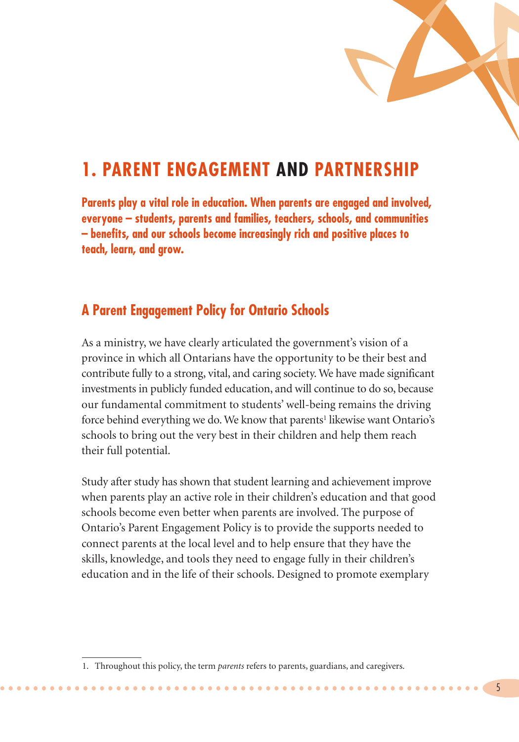# 1. PARENT ENGAGEMENT AND PARTNERSHIP

**Parents play a vital role in education. When parents are engaged and involved, everyone – students, parents and families, teachers, schools, and communities – benefits, and our schools become increasingly rich and positive places to teach, learn, and grow.**

## A Parent Engagement Policy for Ontario Schools

As a ministry, we have clearly articulated the government's vision of a province in which all Ontarians have the opportunity to be their best and contribute fully to a strong, vital, and caring society. We have made significant investments in publicly funded education, and will continue to do so, because our fundamental commitment to students' well-being remains the driving force behind everything we do. We know that parents[1] likewise want Ontario's schools to bring out the very best in their children and help them reach their full potential.

Study after study has shown that student learning and achievement improve when parents play an active role in their children's education and that good schools become even better when parents are involved. The purpose of Ontario's Parent Engagement Policy is to provide the supports needed to connect parents at the local level and to help ensure that they have the skills, knowledge, and tools they need to engage fully in their children's education and in the life of their schools. Designed to promote exemplary

1. Throughout this policy, the term *parents* refers to parents, guardians, and caregivers.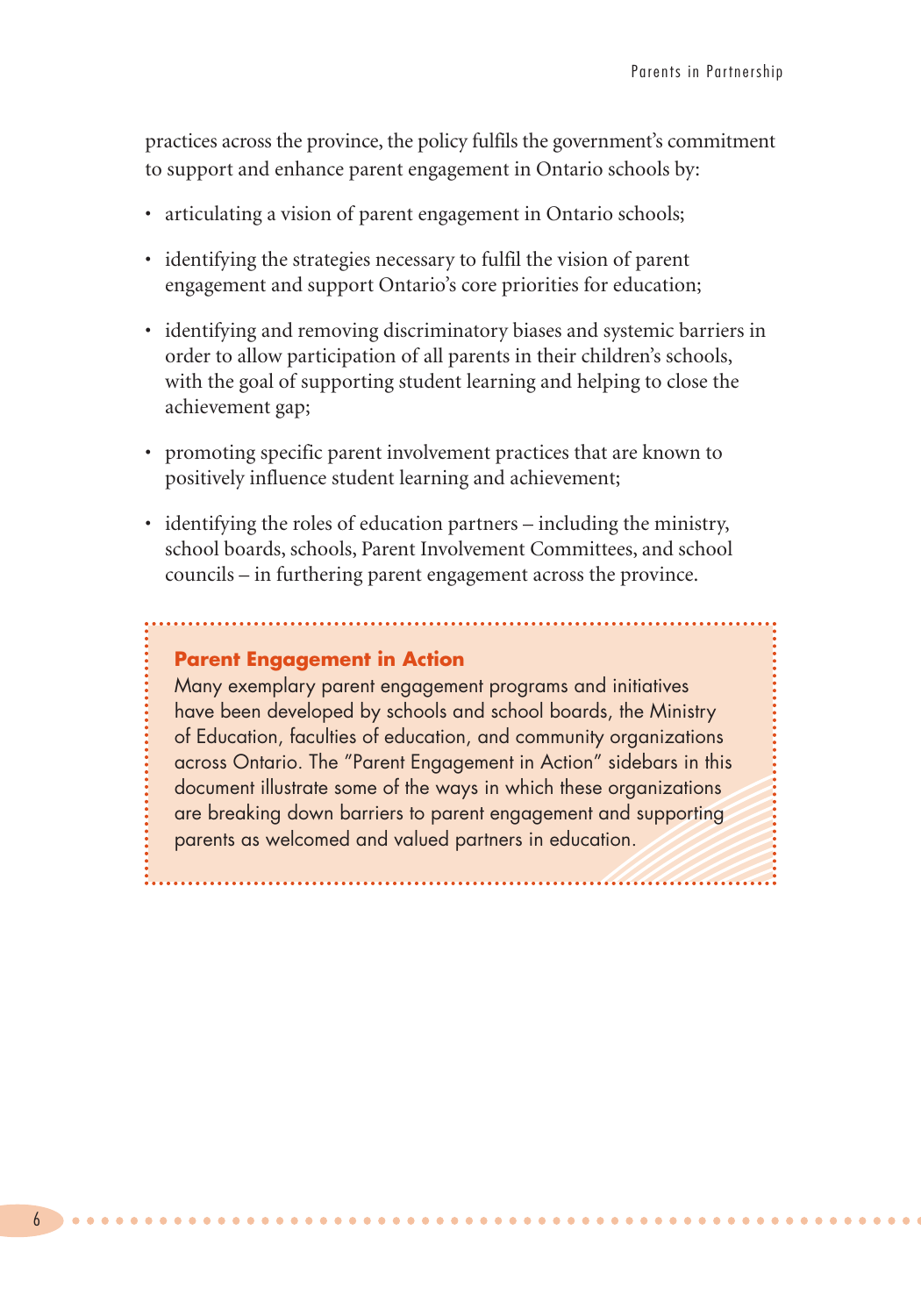practices across the province, the policy fulfils the government's commitment to support and enhance parent engagement in Ontario schools by:

- articulating a vision of parent engagement in Ontario schools;
- identifying the strategies necessary to fulfil the vision of parent engagement and support Ontario's core priorities for education;
- identifying and removing discriminatory biases and systemic barriers in order to allow participation of all parents in their children's schools, with the goal of supporting student learning and helping to close the achievement gap;
- promoting specific parent involvement practices that are known to positively influence student learning and achievement;
- identifying the roles of education partners – including the ministry, school boards, schools, Parent Involvement Committees, and school councils – in furthering parent engagement across the province.

**Parent Engagement in Action**

Many exemplary parent engagement programs and initiatives have been developed by schools and school boards, the Ministry of Education, faculties of education, and community organizations across Ontario. The "Parent Engagement in Action" sidebars in this document illustrate some of the ways in which these organizations are breaking down barriers to parent engagement and supporting parents as welcomed and valued partners in education.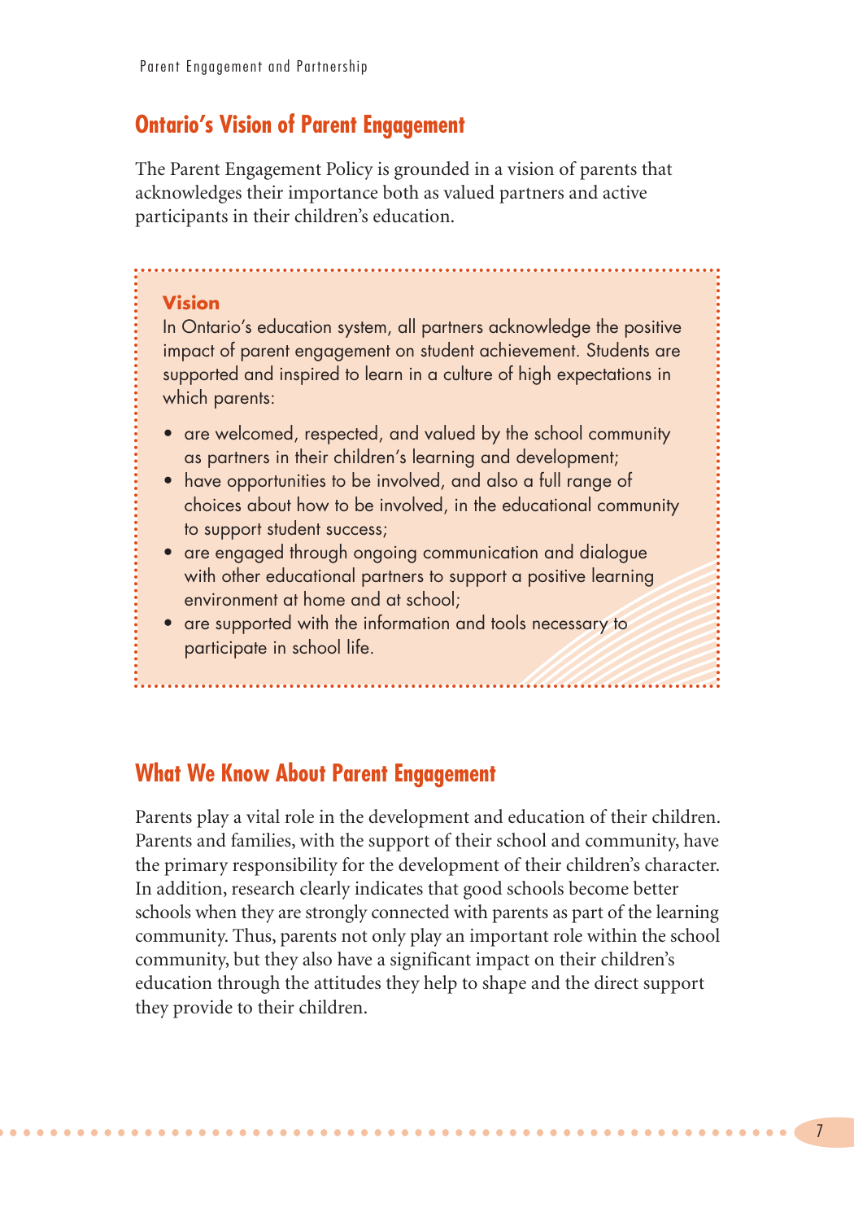## Ontario's Vision of Parent Engagement

The Parent Engagement Policy is grounded in a vision of parents that acknowledges their importance both as valued partners and active participants in their children's education.

> **Vision**
>
> In Ontario's education system, all partners acknowledge the positive impact of parent engagement on student achievement. Students are supported and inspired to learn in a culture of high expectations in which parents:
>
> - are welcomed, respected, and valued by the school community as partners in their children's learning and development;
> - have opportunities to be involved, and also a full range of choices about how to be involved, in the educational community to support student success;
> - are engaged through ongoing communication and dialogue with other educational partners to support a positive learning environment at home and at school;
> - are supported with the information and tools necessary to participate in school life.

## What We Know About Parent Engagement

Parents play a vital role in the development and education of their children. Parents and families, with the support of their school and community, have the primary responsibility for the development of their children's character. In addition, research clearly indicates that good schools become better schools when they are strongly connected with parents as part of the learning community. Thus, parents not only play an important role within the school community, but they also have a significant impact on their children's education through the attitudes they help to shape and the direct support they provide to their children.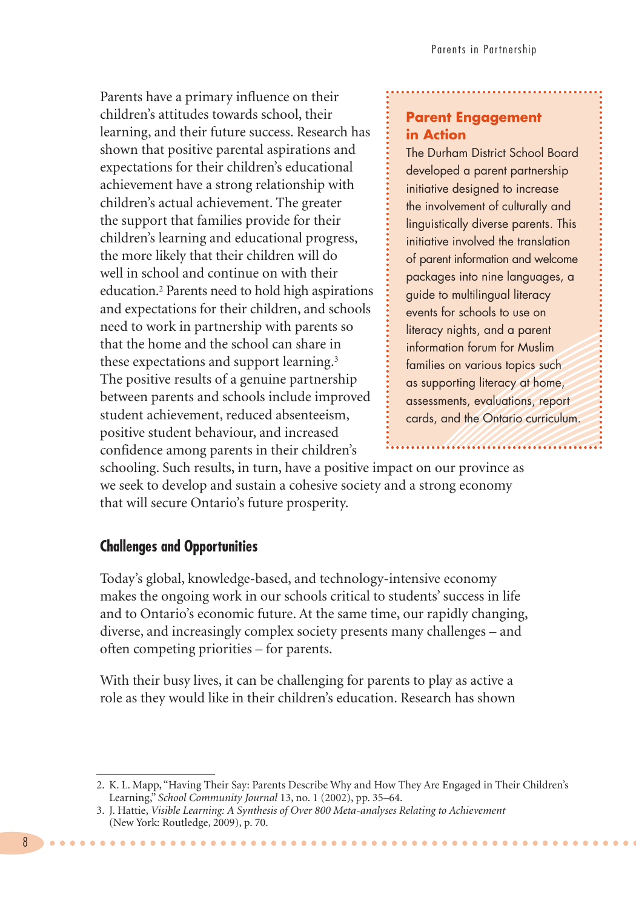Parents have a primary influence on their children's attitudes towards school, their learning, and their future success. Research has shown that positive parental aspirations and expectations for their children's educational achievement have a strong relationship with children's actual achievement. The greater the support that families provide for their children's learning and educational progress, the more likely that their children will do well in school and continue on with their education.[2] Parents need to hold high aspirations and expectations for their children, and schools need to work in partnership with parents so that the home and the school can share in these expectations and support learning.[3] The positive results of a genuine partnership between parents and schools include improved student achievement, reduced absenteeism, positive student behaviour, and increased confidence among parents in their children's schooling. Such results, in turn, have a positive impact on our province as we seek to develop and sustain a cohesive society and a strong economy that will secure Ontario's future prosperity.

**Parent Engagement in Action**

The Durham District School Board developed a parent partnership initiative designed to increase the involvement of culturally and linguistically diverse parents. This initiative involved the translation of parent information and welcome packages into nine languages, a guide to multilingual literacy events for schools to use on literacy nights, and a parent information forum for Muslim families on various topics such as supporting literacy at home, assessments, evaluations, report cards, and the Ontario curriculum.

## Challenges and Opportunities

Today's global, knowledge-based, and technology-intensive economy makes the ongoing work in our schools critical to students' success in life and to Ontario's economic future. At the same time, our rapidly changing, diverse, and increasingly complex society presents many challenges – and often competing priorities – for parents.

With their busy lives, it can be challenging for parents to play as active a role as they would like in their children's education. Research has shown

---

2. K. L. Mapp, "Having Their Say: Parents Describe Why and How They Are Engaged in Their Children's Learning," *School Community Journal* 13, no. 1 (2002), pp. 35–64.
3. J. Hattie, *Visible Learning: A Synthesis of Over 800 Meta-analyses Relating to Achievement* (New York: Routledge, 2009), p. 70.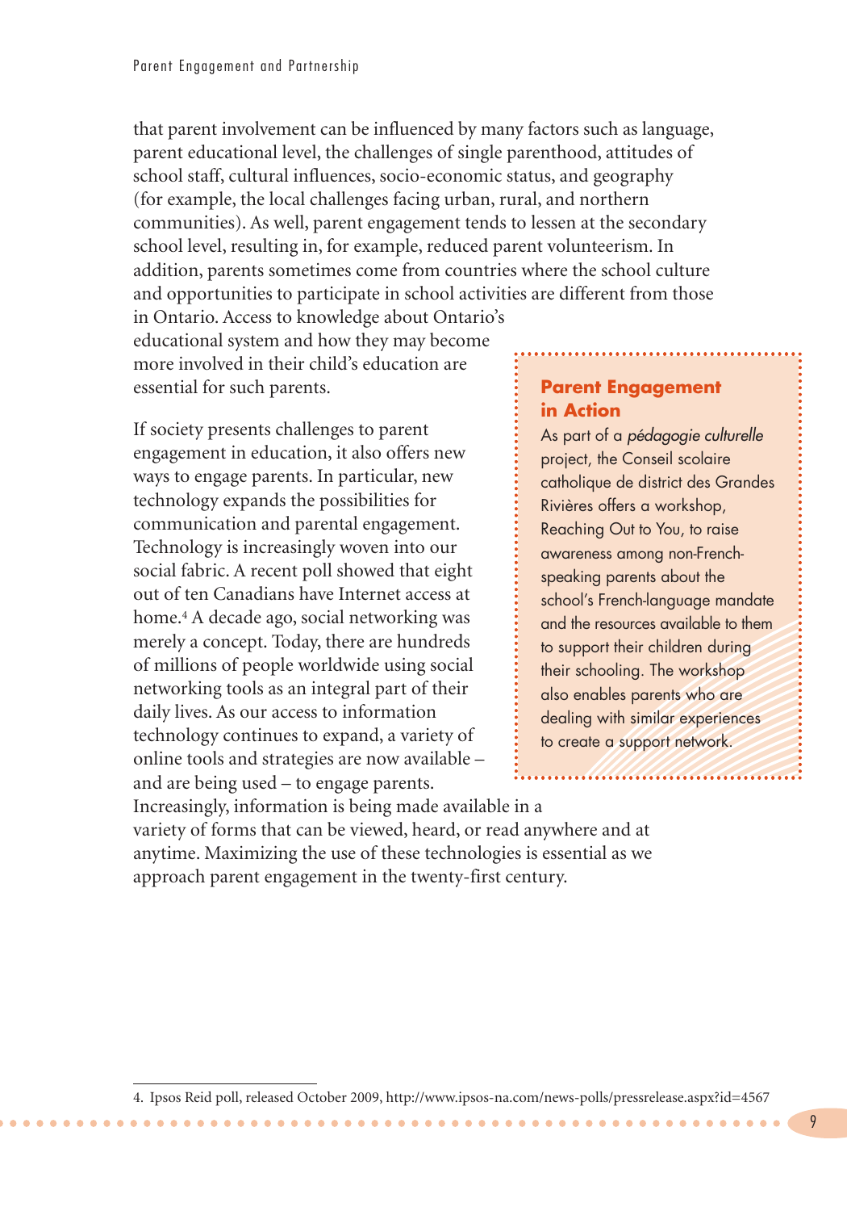that parent involvement can be influenced by many factors such as language, parent educational level, the challenges of single parenthood, attitudes of school staff, cultural influences, socio-economic status, and geography (for example, the local challenges facing urban, rural, and northern communities). As well, parent engagement tends to lessen at the secondary school level, resulting in, for example, reduced parent volunteerism. In addition, parents sometimes come from countries where the school culture and opportunities to participate in school activities are different from those in Ontario. Access to knowledge about Ontario's educational system and how they may become more involved in their child's education are essential for such parents.

If society presents challenges to parent engagement in education, it also offers new ways to engage parents. In particular, new technology expands the possibilities for communication and parental engagement. Technology is increasingly woven into our social fabric. A recent poll showed that eight out of ten Canadians have Internet access at home.[4] A decade ago, social networking was merely a concept. Today, there are hundreds of millions of people worldwide using social networking tools as an integral part of their daily lives. As our access to information technology continues to expand, a variety of online tools and strategies are now available – and are being used – to engage parents. Increasingly, information is being made available in a variety of forms that can be viewed, heard, or read anywhere and at anytime. Maximizing the use of these technologies is essential as we approach parent engagement in the twenty-first century.

**Parent Engagement in Action**

As part of a *pédagogie culturelle* project, the Conseil scolaire catholique de district des Grandes Rivières offers a workshop, Reaching Out to You, to raise awareness among non-French-speaking parents about the school's French-language mandate and the resources available to them to support their children during their schooling. The workshop also enables parents who are dealing with similar experiences to create a support network.

4. Ipsos Reid poll, released October 2009, http://www.ipsos-na.com/news-polls/pressrelease.aspx?id=4567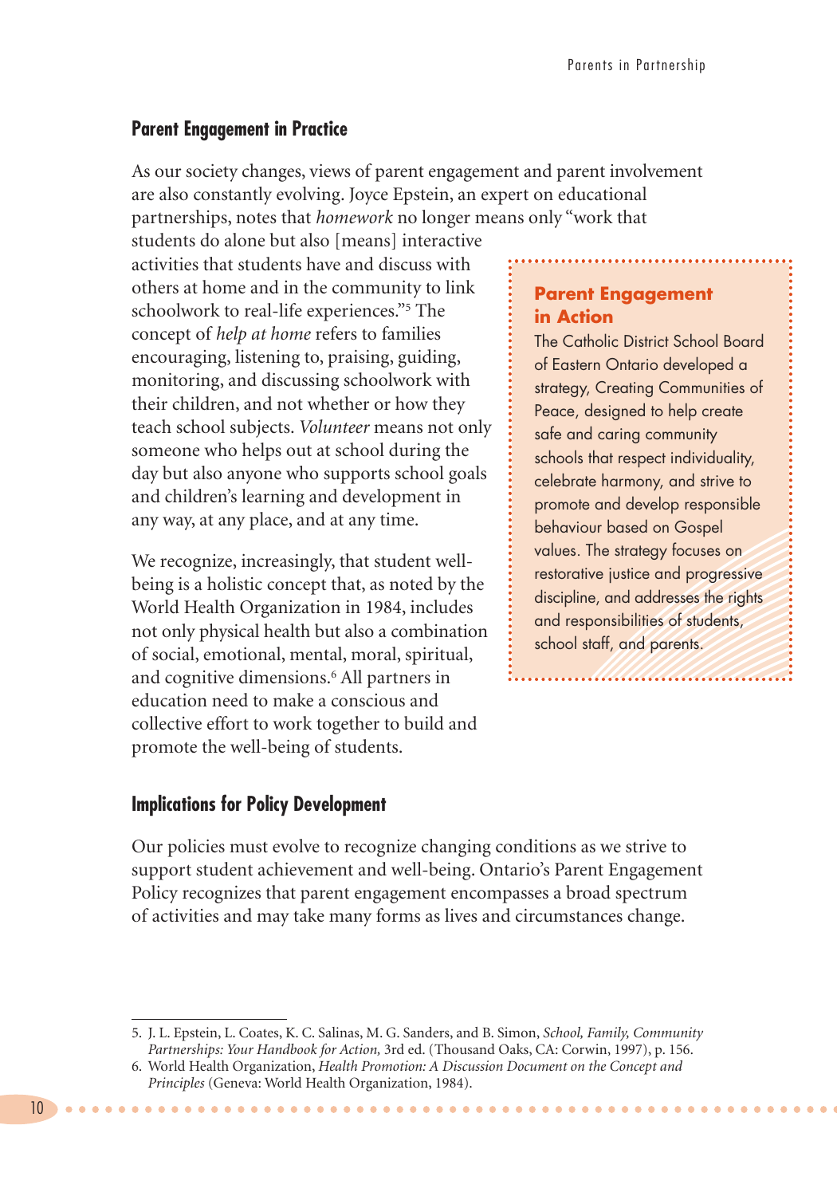## Parent Engagement in Practice

As our society changes, views of parent engagement and parent involvement are also constantly evolving. Joyce Epstein, an expert on educational partnerships, notes that *homework* no longer means only "work that students do alone but also [means] interactive activities that students have and discuss with others at home and in the community to link schoolwork to real-life experiences."[5] The concept of *help at home* refers to families encouraging, listening to, praising, guiding, monitoring, and discussing schoolwork with their children, and not whether or how they teach school subjects. *Volunteer* means not only someone who helps out at school during the day but also anyone who supports school goals and children's learning and development in any way, at any place, and at any time.

We recognize, increasingly, that student well-being is a holistic concept that, as noted by the World Health Organization in 1984, includes not only physical health but also a combination of social, emotional, mental, moral, spiritual, and cognitive dimensions.[6] All partners in education need to make a conscious and collective effort to work together to build and promote the well-being of students.

### Parent Engagement in Action

The Catholic District School Board of Eastern Ontario developed a strategy, Creating Communities of Peace, designed to help create safe and caring community schools that respect individuality, celebrate harmony, and strive to promote and develop responsible behaviour based on Gospel values. The strategy focuses on restorative justice and progressive discipline, and addresses the rights and responsibilities of students, school staff, and parents.

## Implications for Policy Development

Our policies must evolve to recognize changing conditions as we strive to support student achievement and well-being. Ontario's Parent Engagement Policy recognizes that parent engagement encompasses a broad spectrum of activities and may take many forms as lives and circumstances change.

---

5. J. L. Epstein, L. Coates, K. C. Salinas, M. G. Sanders, and B. Simon, *School, Family, Community Partnerships: Your Handbook for Action,* 3rd ed. (Thousand Oaks, CA: Corwin, 1997), p. 156.
6. World Health Organization, *Health Promotion: A Discussion Document on the Concept and Principles* (Geneva: World Health Organization, 1984).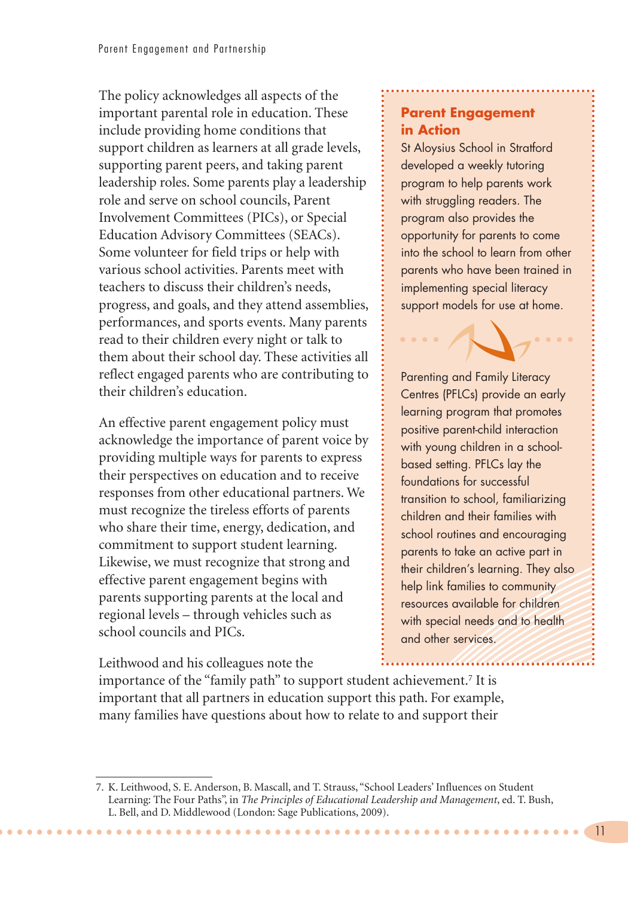The policy acknowledges all aspects of the important parental role in education. These include providing home conditions that support children as learners at all grade levels, supporting parent peers, and taking parent leadership roles. Some parents play a leadership role and serve on school councils, Parent Involvement Committees (PICs), or Special Education Advisory Committees (SEACs). Some volunteer for field trips or help with various school activities. Parents meet with teachers to discuss their children's needs, progress, and goals, and they attend assemblies, performances, and sports events. Many parents read to their children every night or talk to them about their school day. These activities all reflect engaged parents who are contributing to their children's education.

An effective parent engagement policy must acknowledge the importance of parent voice by providing multiple ways for parents to express their perspectives on education and to receive responses from other educational partners. We must recognize the tireless efforts of parents who share their time, energy, dedication, and commitment to support student learning. Likewise, we must recognize that strong and effective parent engagement begins with parents supporting parents at the local and regional levels – through vehicles such as school councils and PICs.

### Parent Engagement in Action

St Aloysius School in Stratford developed a weekly tutoring program to help parents work with struggling readers. The program also provides the opportunity for parents to come into the school to learn from other parents who have been trained in implementing special literacy support models for use at home.

Parenting and Family Literacy Centres (PFLCs) provide an early learning program that promotes positive parent-child interaction with young children in a school-based setting. PFLCs lay the foundations for successful transition to school, familiarizing children and their families with school routines and encouraging parents to take an active part in their children's learning. They also help link families to community resources available for children with special needs and to health and other services.

Leithwood and his colleagues note the importance of the "family path" to support student achievement.[7] It is important that all partners in education support this path. For example, many families have questions about how to relate to and support their

7. K. Leithwood, S. E. Anderson, B. Mascall, and T. Strauss, "School Leaders' Influences on Student Learning: The Four Paths", in *The Principles of Educational Leadership and Management*, ed. T. Bush, L. Bell, and D. Middlewood (London: Sage Publications, 2009).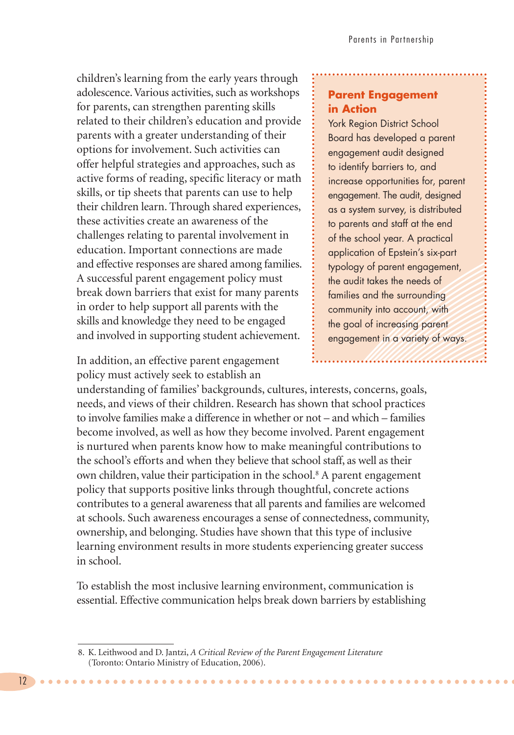children's learning from the early years through adolescence. Various activities, such as workshops for parents, can strengthen parenting skills related to their children's education and provide parents with a greater understanding of their options for involvement. Such activities can offer helpful strategies and approaches, such as active forms of reading, specific literacy or math skills, or tip sheets that parents can use to help their children learn. Through shared experiences, these activities create an awareness of the challenges relating to parental involvement in education. Important connections are made and effective responses are shared among families. A successful parent engagement policy must break down barriers that exist for many parents in order to help support all parents with the skills and knowledge they need to be engaged and involved in supporting student achievement.

In addition, an effective parent engagement policy must actively seek to establish an understanding of families' backgrounds, cultures, interests, concerns, goals, needs, and views of their children. Research has shown that school practices to involve families make a difference in whether or not – and which – families become involved, as well as how they become involved. Parent engagement is nurtured when parents know how to make meaningful contributions to the school's efforts and when they believe that school staff, as well as their own children, value their participation in the school.[8] A parent engagement policy that supports positive links through thoughtful, concrete actions contributes to a general awareness that all parents and families are welcomed at schools. Such awareness encourages a sense of connectedness, community, ownership, and belonging. Studies have shown that this type of inclusive learning environment results in more students experiencing greater success in school.

To establish the most inclusive learning environment, communication is essential. Effective communication helps break down barriers by establishing

### Parent Engagement in Action

York Region District School Board has developed a parent engagement audit designed to identify barriers to, and increase opportunities for, parent engagement. The audit, designed as a system survey, is distributed to parents and staff at the end of the school year. A practical application of Epstein's six-part typology of parent engagement, the audit takes the needs of families and the surrounding community into account, with the goal of increasing parent engagement in a variety of ways.

---

8. K. Leithwood and D. Jantzi, *A Critical Review of the Parent Engagement Literature* (Toronto: Ontario Ministry of Education, 2006).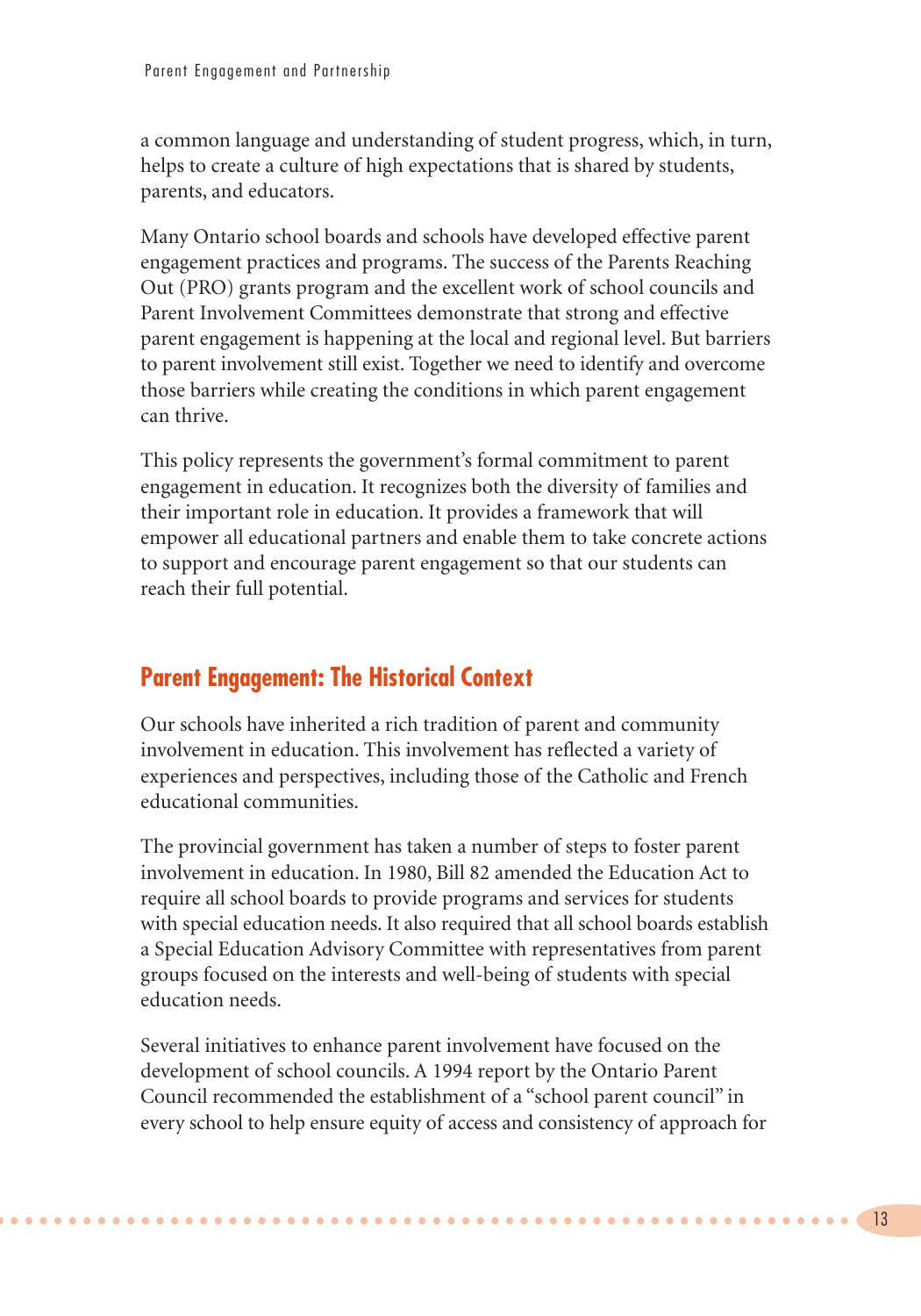a common language and understanding of student progress, which, in turn, helps to create a culture of high expectations that is shared by students, parents, and educators.

Many Ontario school boards and schools have developed effective parent engagement practices and programs. The success of the Parents Reaching Out (PRO) grants program and the excellent work of school councils and Parent Involvement Committees demonstrate that strong and effective parent engagement is happening at the local and regional level. But barriers to parent involvement still exist. Together we need to identify and overcome those barriers while creating the conditions in which parent engagement can thrive.

This policy represents the government's formal commitment to parent engagement in education. It recognizes both the diversity of families and their important role in education. It provides a framework that will empower all educational partners and enable them to take concrete actions to support and encourage parent engagement so that our students can reach their full potential.

## Parent Engagement: The Historical Context

Our schools have inherited a rich tradition of parent and community involvement in education. This involvement has reflected a variety of experiences and perspectives, including those of the Catholic and French educational communities.

The provincial government has taken a number of steps to foster parent involvement in education. In 1980, Bill 82 amended the Education Act to require all school boards to provide programs and services for students with special education needs. It also required that all school boards establish a Special Education Advisory Committee with representatives from parent groups focused on the interests and well-being of students with special education needs.

Several initiatives to enhance parent involvement have focused on the development of school councils. A 1994 report by the Ontario Parent Council recommended the establishment of a "school parent council" in every school to help ensure equity of access and consistency of approach for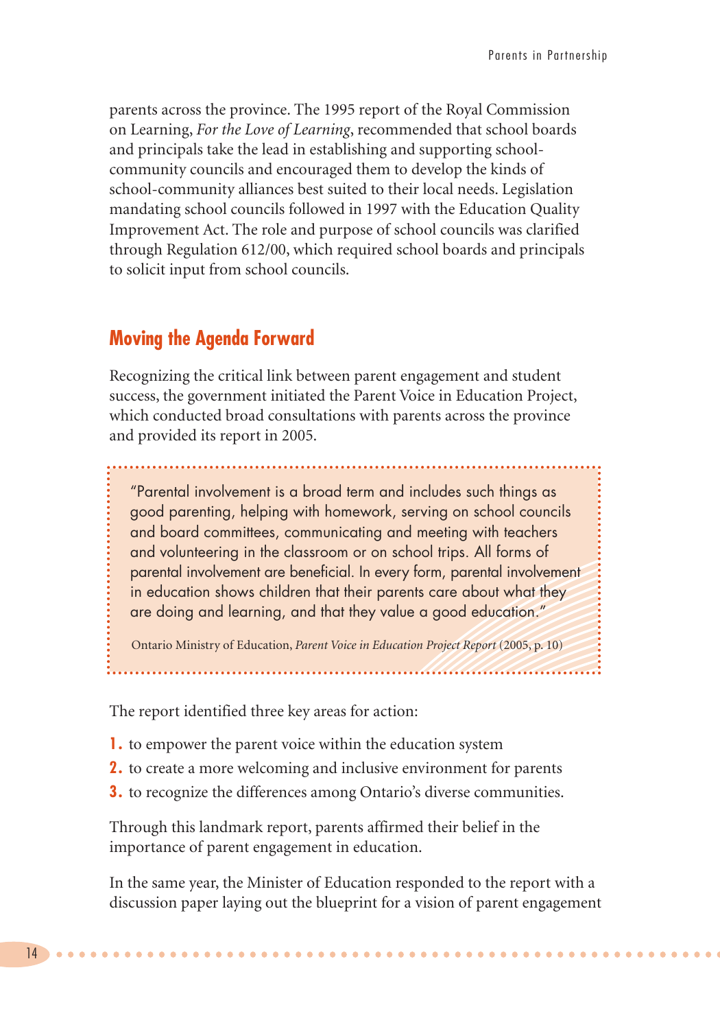parents across the province. The 1995 report of the Royal Commission on Learning, *For the Love of Learning*, recommended that school boards and principals take the lead in establishing and supporting school-community councils and encouraged them to develop the kinds of school-community alliances best suited to their local needs. Legislation mandating school councils followed in 1997 with the Education Quality Improvement Act. The role and purpose of school councils was clarified through Regulation 612/00, which required school boards and principals to solicit input from school councils.

## Moving the Agenda Forward

Recognizing the critical link between parent engagement and student success, the government initiated the Parent Voice in Education Project, which conducted broad consultations with parents across the province and provided its report in 2005.

> "Parental involvement is a broad term and includes such things as good parenting, helping with homework, serving on school councils and board committees, communicating and meeting with teachers and volunteering in the classroom or on school trips. All forms of parental involvement are beneficial. In every form, parental involvement in education shows children that their parents care about what they are doing and learning, and that they value a good education."
>
> Ontario Ministry of Education, *Parent Voice in Education Project Report* (2005, p. 10)

The report identified three key areas for action:

1. to empower the parent voice within the education system
2. to create a more welcoming and inclusive environment for parents
3. to recognize the differences among Ontario's diverse communities.

Through this landmark report, parents affirmed their belief in the importance of parent engagement in education.

In the same year, the Minister of Education responded to the report with a discussion paper laying out the blueprint for a vision of parent engagement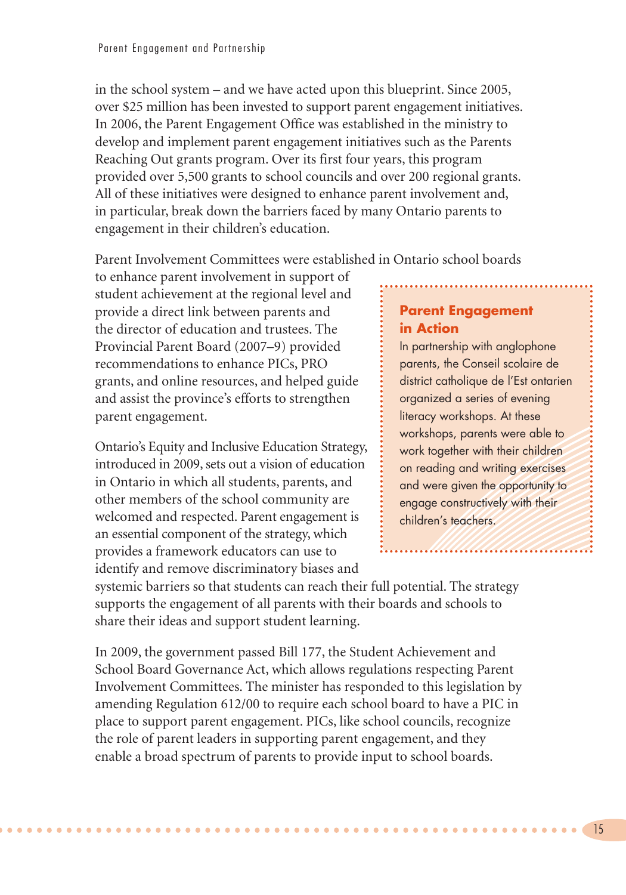in the school system – and we have acted upon this blueprint. Since 2005, over $25 million has been invested to support parent engagement initiatives. In 2006, the Parent Engagement Office was established in the ministry to develop and implement parent engagement initiatives such as the Parents Reaching Out grants program. Over its first four years, this program provided over 5,500 grants to school councils and over 200 regional grants. All of these initiatives were designed to enhance parent involvement and, in particular, break down the barriers faced by many Ontario parents to engagement in their children's education.

Parent Involvement Committees were established in Ontario school boards to enhance parent involvement in support of student achievement at the regional level and provide a direct link between parents and the director of education and trustees. The Provincial Parent Board (2007–9) provided recommendations to enhance PICs, PRO grants, and online resources, and helped guide and assist the province's efforts to strengthen parent engagement.

Ontario's Equity and Inclusive Education Strategy, introduced in 2009, sets out a vision of education in Ontario in which all students, parents, and other members of the school community are welcomed and respected. Parent engagement is an essential component of the strategy, which provides a framework educators can use to identify and remove discriminatory biases and systemic barriers so that students can reach their full potential. The strategy supports the engagement of all parents with their boards and schools to share their ideas and support student learning.

In 2009, the government passed Bill 177, the Student Achievement and School Board Governance Act, which allows regulations respecting Parent Involvement Committees. The minister has responded to this legislation by amending Regulation 612/00 to require each school board to have a PIC in place to support parent engagement. PICs, like school councils, recognize the role of parent leaders in supporting parent engagement, and they enable a broad spectrum of parents to provide input to school boards.

### Parent Engagement in Action

In partnership with anglophone parents, the Conseil scolaire de district catholique de l'Est ontarien organized a series of evening literacy workshops. At these workshops, parents were able to work together with their children on reading and writing exercises and were given the opportunity to engage constructively with their children's teachers.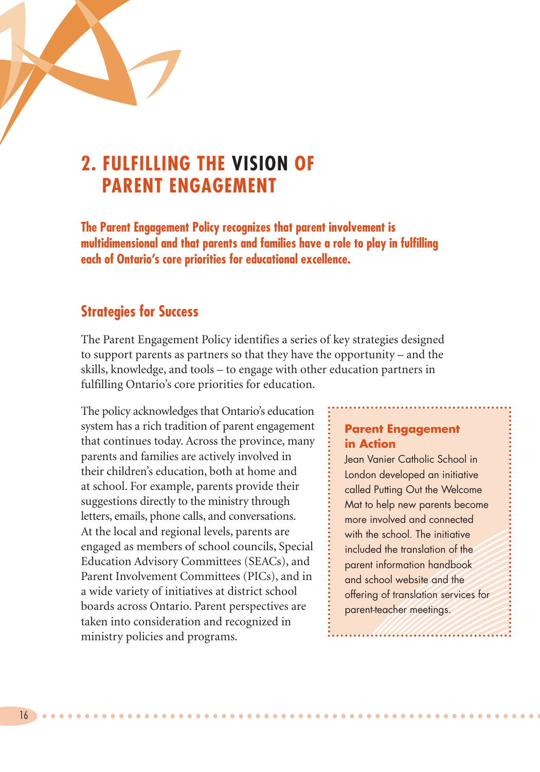# 2. FULFILLING THE VISION OF PARENT ENGAGEMENT

**The Parent Engagement Policy recognizes that parent involvement is multidimensional and that parents and families have a role to play in fulfilling each of Ontario's core priorities for educational excellence.**

## Strategies for Success

The Parent Engagement Policy identifies a series of key strategies designed to support parents as partners so that they have the opportunity – and the skills, knowledge, and tools – to engage with other education partners in fulfilling Ontario's core priorities for education.

The policy acknowledges that Ontario's education system has a rich tradition of parent engagement that continues today. Across the province, many parents and families are actively involved in their children's education, both at home and at school. For example, parents provide their suggestions directly to the ministry through letters, emails, phone calls, and conversations. At the local and regional levels, parents are engaged as members of school councils, Special Education Advisory Committees (SEACs), and Parent Involvement Committees (PICs), and in a wide variety of initiatives at district school boards across Ontario. Parent perspectives are taken into consideration and recognized in ministry policies and programs.

> **Parent Engagement in Action**
>
> Jean Vanier Catholic School in London developed an initiative called Putting Out the Welcome Mat to help new parents become more involved and connected with the school. The initiative included the translation of the parent information handbook and school website and the offering of translation services for parent-teacher meetings.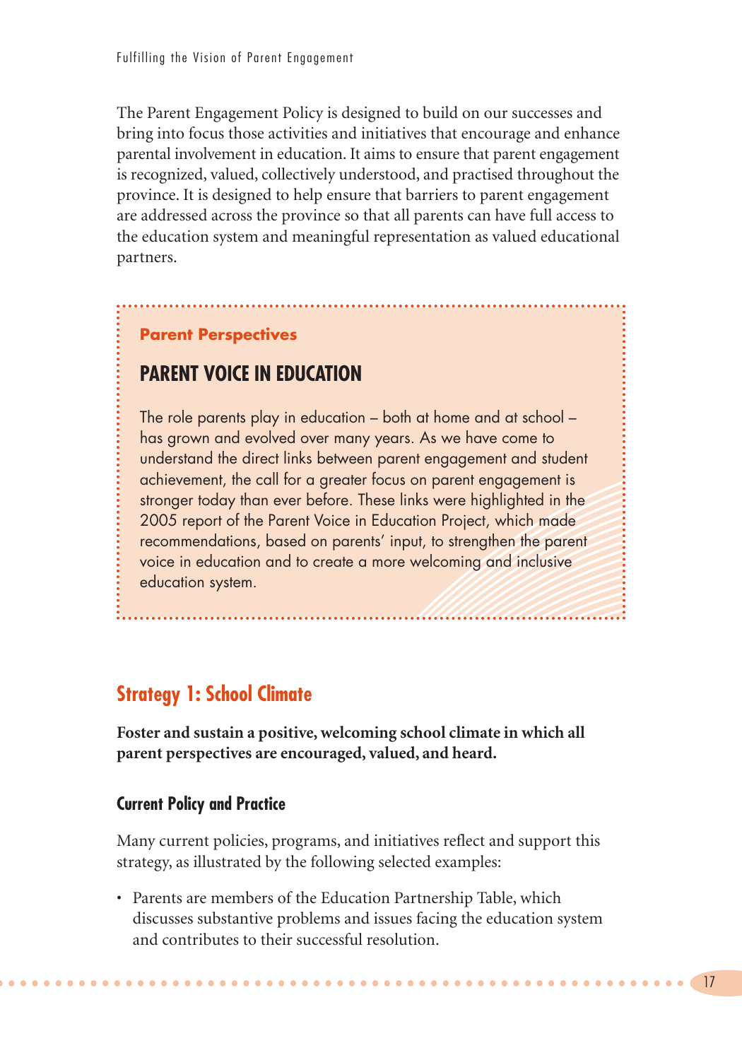The Parent Engagement Policy is designed to build on our successes and bring into focus those activities and initiatives that encourage and enhance parental involvement in education. It aims to ensure that parent engagement is recognized, valued, collectively understood, and practised throughout the province. It is designed to help ensure that barriers to parent engagement are addressed across the province so that all parents can have full access to the education system and meaningful representation as valued educational partners.

**Parent Perspectives**

### PARENT VOICE IN EDUCATION

The role parents play in education – both at home and at school – has grown and evolved over many years. As we have come to understand the direct links between parent engagement and student achievement, the call for a greater focus on parent engagement is stronger today than ever before. These links were highlighted in the 2005 report of the Parent Voice in Education Project, which made recommendations, based on parents' input, to strengthen the parent voice in education and to create a more welcoming and inclusive education system.

## Strategy 1: School Climate

**Foster and sustain a positive, welcoming school climate in which all parent perspectives are encouraged, valued, and heard.**

### Current Policy and Practice

Many current policies, programs, and initiatives reflect and support this strategy, as illustrated by the following selected examples:

- Parents are members of the Education Partnership Table, which discusses substantive problems and issues facing the education system and contributes to their successful resolution.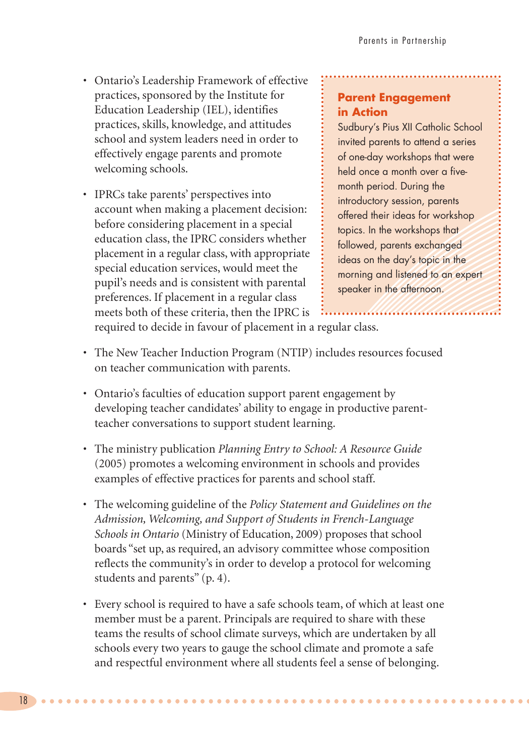- Ontario's Leadership Framework of effective practices, sponsored by the Institute for Education Leadership (IEL), identifies practices, skills, knowledge, and attitudes school and system leaders need in order to effectively engage parents and promote welcoming schools.

- IPRCs take parents' perspectives into account when making a placement decision: before considering placement in a special education class, the IPRC considers whether placement in a regular class, with appropriate special education services, would meet the pupil's needs and is consistent with parental preferences. If placement in a regular class meets both of these criteria, then the IPRC is required to decide in favour of placement in a regular class.

> **Parent Engagement in Action**
>
> Sudbury's Pius XII Catholic School invited parents to attend a series of one-day workshops that were held once a month over a five-month period. During the introductory session, parents offered their ideas for workshop topics. In the workshops that followed, parents exchanged ideas on the day's topic in the morning and listened to an expert speaker in the afternoon.

- The New Teacher Induction Program (NTIP) includes resources focused on teacher communication with parents.

- Ontario's faculties of education support parent engagement by developing teacher candidates' ability to engage in productive parent-teacher conversations to support student learning.

- The ministry publication *Planning Entry to School: A Resource Guide* (2005) promotes a welcoming environment in schools and provides examples of effective practices for parents and school staff.

- The welcoming guideline of the *Policy Statement and Guidelines on the Admission, Welcoming, and Support of Students in French-Language Schools in Ontario* (Ministry of Education, 2009) proposes that school boards "set up, as required, an advisory committee whose composition reflects the community's in order to develop a protocol for welcoming students and parents" (p. 4).

- Every school is required to have a safe schools team, of which at least one member must be a parent. Principals are required to share with these teams the results of school climate surveys, which are undertaken by all schools every two years to gauge the school climate and promote a safe and respectful environment where all students feel a sense of belonging.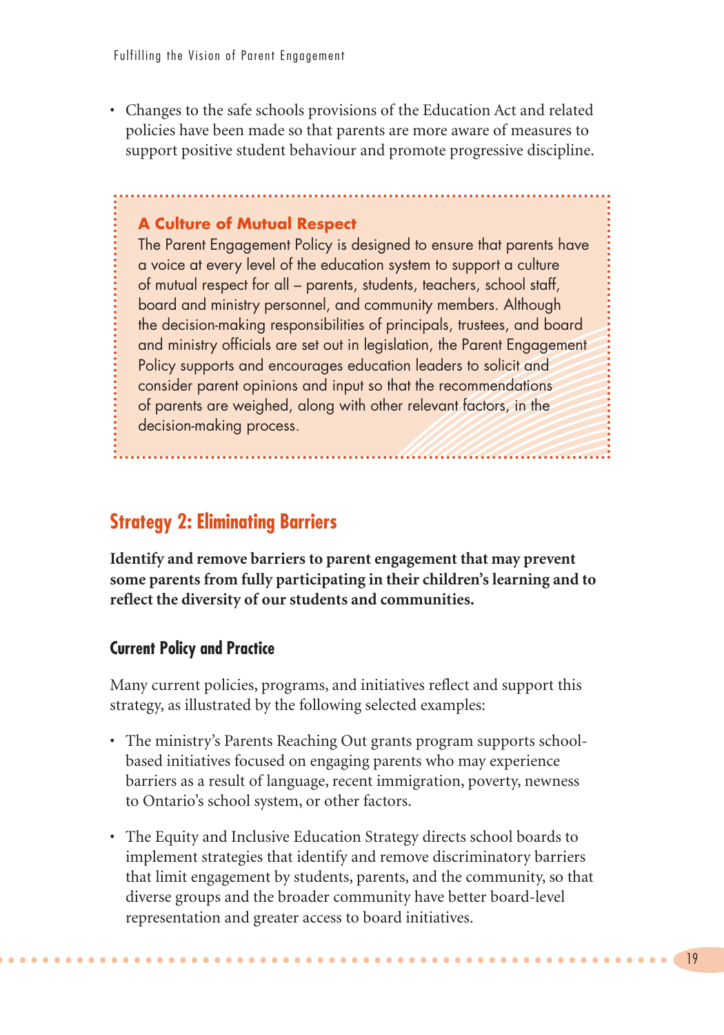- Changes to the safe schools provisions of the Education Act and related policies have been made so that parents are more aware of measures to support positive student behaviour and promote progressive discipline.

> **A Culture of Mutual Respect**
>
> The Parent Engagement Policy is designed to ensure that parents have a voice at every level of the education system to support a culture of mutual respect for all – parents, students, teachers, school staff, board and ministry personnel, and community members. Although the decision-making responsibilities of principals, trustees, and board and ministry officials are set out in legislation, the Parent Engagement Policy supports and encourages education leaders to solicit and consider parent opinions and input so that the recommendations of parents are weighed, along with other relevant factors, in the decision-making process.

## Strategy 2: Eliminating Barriers

**Identify and remove barriers to parent engagement that may prevent some parents from fully participating in their children's learning and to reflect the diversity of our students and communities.**

### Current Policy and Practice

Many current policies, programs, and initiatives reflect and support this strategy, as illustrated by the following selected examples:

- The ministry's Parents Reaching Out grants program supports school-based initiatives focused on engaging parents who may experience barriers as a result of language, recent immigration, poverty, newness to Ontario's school system, or other factors.

- The Equity and Inclusive Education Strategy directs school boards to implement strategies that identify and remove discriminatory barriers that limit engagement by students, parents, and the community, so that diverse groups and the broader community have better board-level representation and greater access to board initiatives.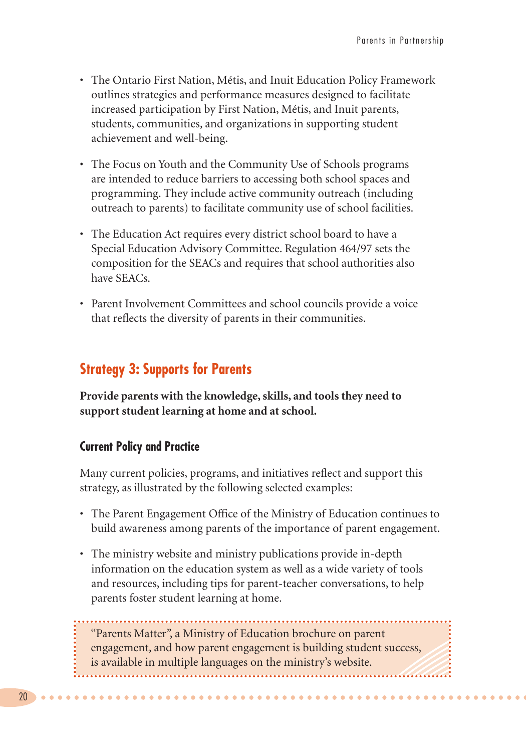- The Ontario First Nation, Métis, and Inuit Education Policy Framework outlines strategies and performance measures designed to facilitate increased participation by First Nation, Métis, and Inuit parents, students, communities, and organizations in supporting student achievement and well-being.

- The Focus on Youth and the Community Use of Schools programs are intended to reduce barriers to accessing both school spaces and programming. They include active community outreach (including outreach to parents) to facilitate community use of school facilities.

- The Education Act requires every district school board to have a Special Education Advisory Committee. Regulation 464/97 sets the composition for the SEACs and requires that school authorities also have SEACs.

- Parent Involvement Committees and school councils provide a voice that reflects the diversity of parents in their communities.

## Strategy 3: Supports for Parents

**Provide parents with the knowledge, skills, and tools they need to support student learning at home and at school.**

### Current Policy and Practice

Many current policies, programs, and initiatives reflect and support this strategy, as illustrated by the following selected examples:

- The Parent Engagement Office of the Ministry of Education continues to build awareness among parents of the importance of parent engagement.

- The ministry website and ministry publications provide in-depth information on the education system as well as a wide variety of tools and resources, including tips for parent-teacher conversations, to help parents foster student learning at home.

"Parents Matter", a Ministry of Education brochure on parent engagement, and how parent engagement is building student success, is available in multiple languages on the ministry's website.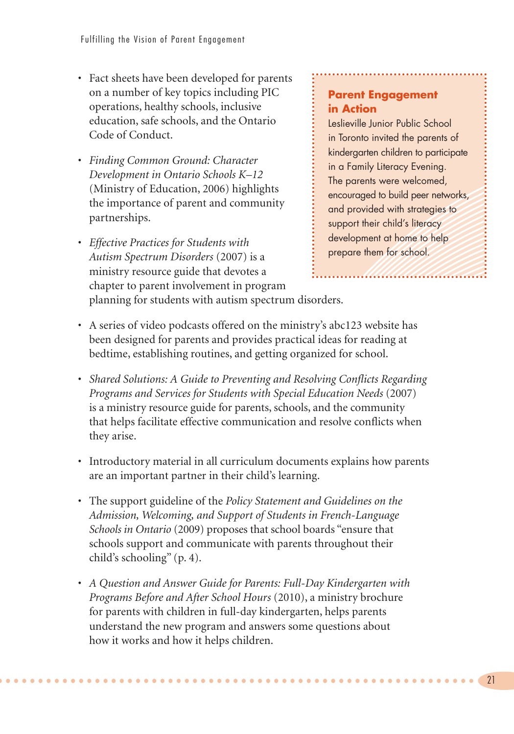- Fact sheets have been developed for parents on a number of key topics including PIC operations, healthy schools, inclusive education, safe schools, and the Ontario Code of Conduct.

- *Finding Common Ground: Character Development in Ontario Schools K–12* (Ministry of Education, 2006) highlights the importance of parent and community partnerships.

- *Effective Practices for Students with Autism Spectrum Disorders* (2007) is a ministry resource guide that devotes a chapter to parent involvement in program planning for students with autism spectrum disorders.

> **Parent Engagement in Action**
>
> Leslieville Junior Public School in Toronto invited the parents of kindergarten children to participate in a Family Literacy Evening. The parents were welcomed, encouraged to build peer networks, and provided with strategies to support their child's literacy development at home to help prepare them for school.

- A series of video podcasts offered on the ministry's abc123 website has been designed for parents and provides practical ideas for reading at bedtime, establishing routines, and getting organized for school.

- *Shared Solutions: A Guide to Preventing and Resolving Conflicts Regarding Programs and Services for Students with Special Education Needs* (2007) is a ministry resource guide for parents, schools, and the community that helps facilitate effective communication and resolve conflicts when they arise.

- Introductory material in all curriculum documents explains how parents are an important partner in their child's learning.

- The support guideline of the *Policy Statement and Guidelines on the Admission, Welcoming, and Support of Students in French-Language Schools in Ontario* (2009) proposes that school boards "ensure that schools support and communicate with parents throughout their child's schooling" (p. 4).

- *A Question and Answer Guide for Parents: Full-Day Kindergarten with Programs Before and After School Hours* (2010), a ministry brochure for parents with children in full-day kindergarten, helps parents understand the new program and answers some questions about how it works and how it helps children.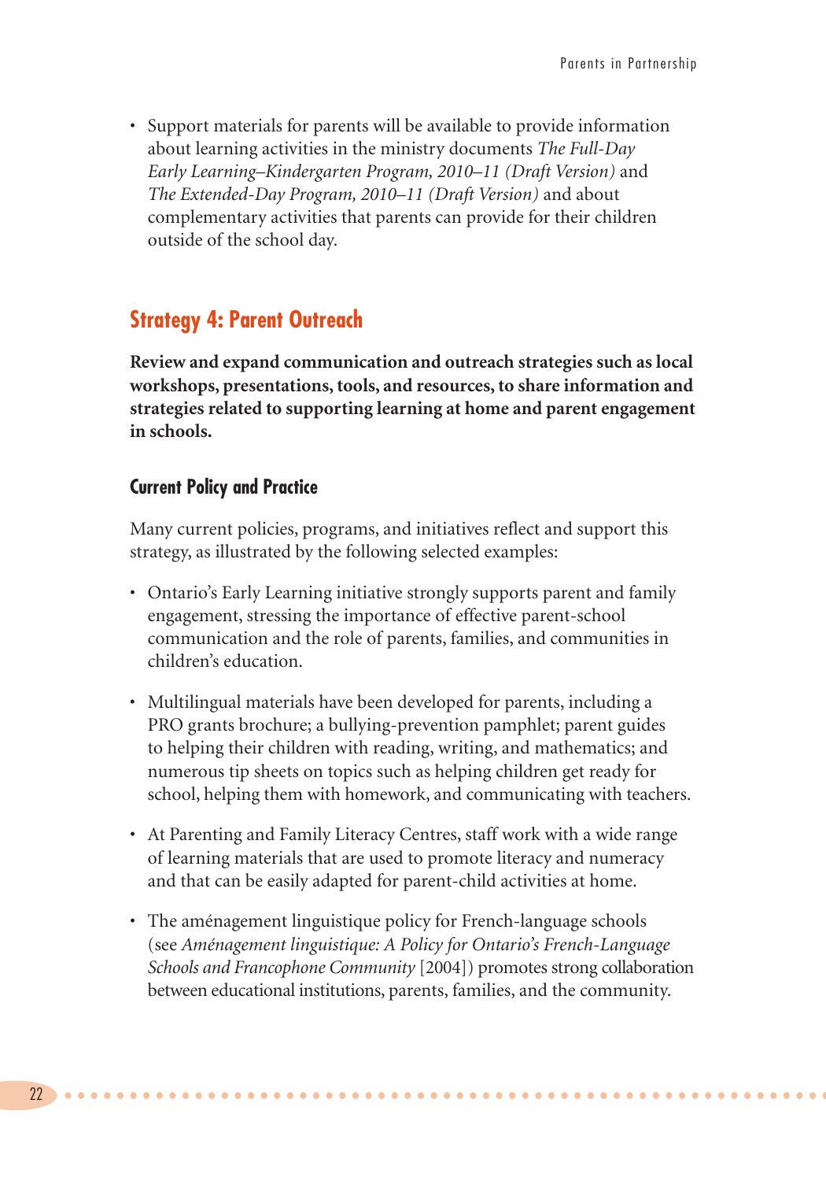- Support materials for parents will be available to provide information about learning activities in the ministry documents *The Full-Day Early Learning–Kindergarten Program, 2010–11 (Draft Version)* and *The Extended-Day Program, 2010–11 (Draft Version)* and about complementary activities that parents can provide for their children outside of the school day.

## Strategy 4: Parent Outreach

**Review and expand communication and outreach strategies such as local workshops, presentations, tools, and resources, to share information and strategies related to supporting learning at home and parent engagement in schools.**

### Current Policy and Practice

Many current policies, programs, and initiatives reflect and support this strategy, as illustrated by the following selected examples:

- Ontario's Early Learning initiative strongly supports parent and family engagement, stressing the importance of effective parent-school communication and the role of parents, families, and communities in children's education.
- Multilingual materials have been developed for parents, including a PRO grants brochure; a bullying-prevention pamphlet; parent guides to helping their children with reading, writing, and mathematics; and numerous tip sheets on topics such as helping children get ready for school, helping them with homework, and communicating with teachers.
- At Parenting and Family Literacy Centres, staff work with a wide range of learning materials that are used to promote literacy and numeracy and that can be easily adapted for parent-child activities at home.
- The aménagement linguistique policy for French-language schools (see *Aménagement linguistique: A Policy for Ontario's French-Language Schools and Francophone Community* [2004]) promotes strong collaboration between educational institutions, parents, families, and the community.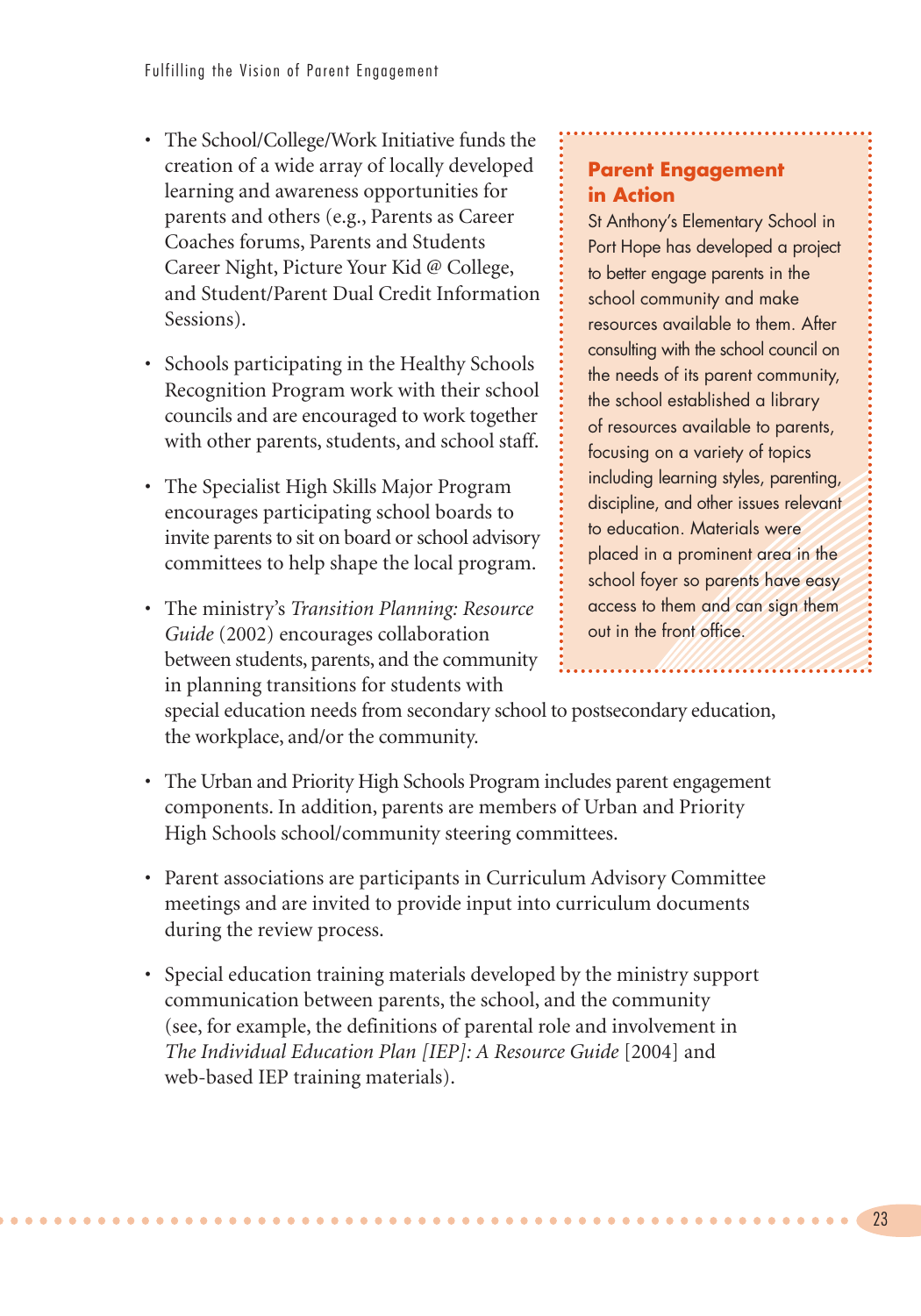- The School/College/Work Initiative funds the creation of a wide array of locally developed learning and awareness opportunities for parents and others (e.g., Parents as Career Coaches forums, Parents and Students Career Night, Picture Your Kid @ College, and Student/Parent Dual Credit Information Sessions).

- Schools participating in the Healthy Schools Recognition Program work with their school councils and are encouraged to work together with other parents, students, and school staff.

- The Specialist High Skills Major Program encourages participating school boards to invite parents to sit on board or school advisory committees to help shape the local program.

- The ministry's *Transition Planning: Resource Guide* (2002) encourages collaboration between students, parents, and the community in planning transitions for students with special education needs from secondary school to postsecondary education, the workplace, and/or the community.

- The Urban and Priority High Schools Program includes parent engagement components. In addition, parents are members of Urban and Priority High Schools school/community steering committees.

- Parent associations are participants in Curriculum Advisory Committee meetings and are invited to provide input into curriculum documents during the review process.

- Special education training materials developed by the ministry support communication between parents, the school, and the community (see, for example, the definitions of parental role and involvement in *The Individual Education Plan [IEP]: A Resource Guide* [2004] and web-based IEP training materials).

### Parent Engagement in Action

St Anthony's Elementary School in Port Hope has developed a project to better engage parents in the school community and make resources available to them. After consulting with the school council on the needs of its parent community, the school established a library of resources available to parents, focusing on a variety of topics including learning styles, parenting, discipline, and other issues relevant to education. Materials were placed in a prominent area in the school foyer so parents have easy access to them and can sign them out in the front office.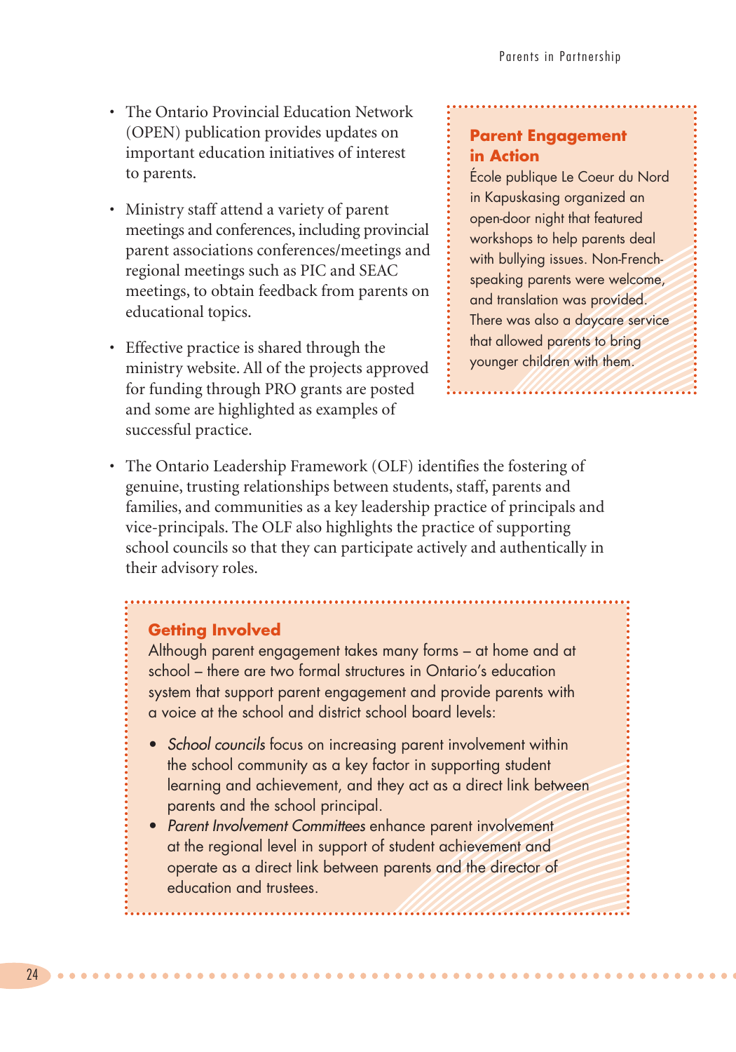- The Ontario Provincial Education Network (OPEN) publication provides updates on important education initiatives of interest to parents.

- Ministry staff attend a variety of parent meetings and conferences, including provincial parent associations conferences/meetings and regional meetings such as PIC and SEAC meetings, to obtain feedback from parents on educational topics.

- Effective practice is shared through the ministry website. All of the projects approved for funding through PRO grants are posted and some are highlighted as examples of successful practice.

### Parent Engagement in Action

École publique Le Coeur du Nord in Kapuskasing organized an open-door night that featured workshops to help parents deal with bullying issues. Non-French-speaking parents were welcome, and translation was provided. There was also a daycare service that allowed parents to bring younger children with them.

- The Ontario Leadership Framework (OLF) identifies the fostering of genuine, trusting relationships between students, staff, parents and families, and communities as a key leadership practice of principals and vice-principals. The OLF also highlights the practice of supporting school councils so that they can participate actively and authentically in their advisory roles.

### Getting Involved

Although parent engagement takes many forms – at home and at school – there are two formal structures in Ontario's education system that support parent engagement and provide parents with a voice at the school and district school board levels:

- *School councils* focus on increasing parent involvement within the school community as a key factor in supporting student learning and achievement, and they act as a direct link between parents and the school principal.
- *Parent Involvement Committees* enhance parent involvement at the regional level in support of student achievement and operate as a direct link between parents and the director of education and trustees.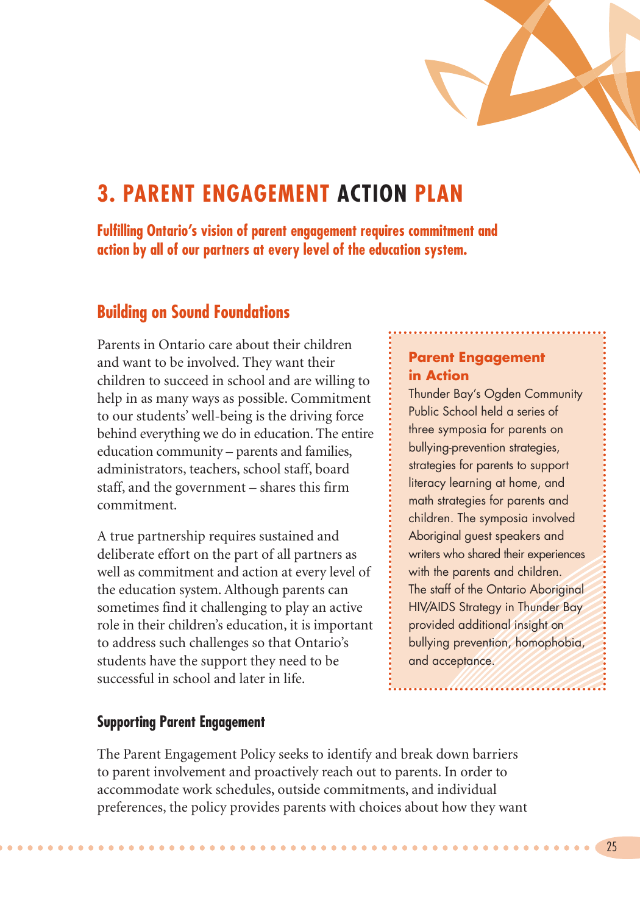# 3. PARENT ENGAGEMENT ACTION PLAN

**Fulfilling Ontario's vision of parent engagement requires commitment and action by all of our partners at every level of the education system.**

## Building on Sound Foundations

Parents in Ontario care about their children and want to be involved. They want their children to succeed in school and are willing to help in as many ways as possible. Commitment to our students' well-being is the driving force behind everything we do in education. The entire education community – parents and families, administrators, teachers, school staff, board staff, and the government – shares this firm commitment.

A true partnership requires sustained and deliberate effort on the part of all partners as well as commitment and action at every level of the education system. Although parents can sometimes find it challenging to play an active role in their children's education, it is important to address such challenges so that Ontario's students have the support they need to be successful in school and later in life.

> **Parent Engagement in Action**
>
> Thunder Bay's Ogden Community Public School held a series of three symposia for parents on bullying-prevention strategies, strategies for parents to support literacy learning at home, and math strategies for parents and children. The symposia involved Aboriginal guest speakers and writers who shared their experiences with the parents and children. The staff of the Ontario Aboriginal HIV/AIDS Strategy in Thunder Bay provided additional insight on bullying prevention, homophobia, and acceptance.

### Supporting Parent Engagement

The Parent Engagement Policy seeks to identify and break down barriers to parent involvement and proactively reach out to parents. In order to accommodate work schedules, outside commitments, and individual preferences, the policy provides parents with choices about how they want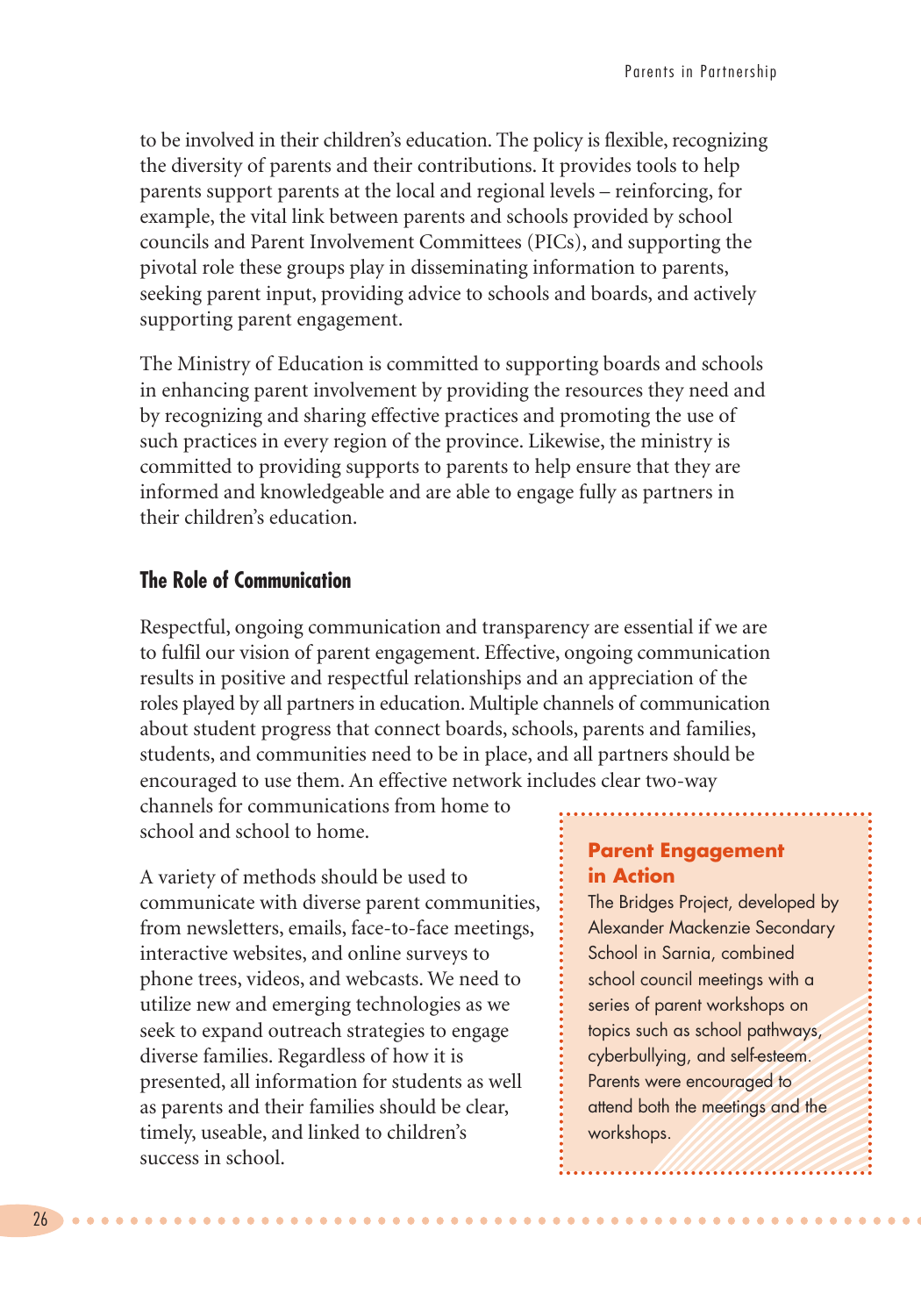to be involved in their children's education. The policy is flexible, recognizing the diversity of parents and their contributions. It provides tools to help parents support parents at the local and regional levels – reinforcing, for example, the vital link between parents and schools provided by school councils and Parent Involvement Committees (PICs), and supporting the pivotal role these groups play in disseminating information to parents, seeking parent input, providing advice to schools and boards, and actively supporting parent engagement.

The Ministry of Education is committed to supporting boards and schools in enhancing parent involvement by providing the resources they need and by recognizing and sharing effective practices and promoting the use of such practices in every region of the province. Likewise, the ministry is committed to providing supports to parents to help ensure that they are informed and knowledgeable and are able to engage fully as partners in their children's education.

### The Role of Communication

Respectful, ongoing communication and transparency are essential if we are to fulfil our vision of parent engagement. Effective, ongoing communication results in positive and respectful relationships and an appreciation of the roles played by all partners in education. Multiple channels of communication about student progress that connect boards, schools, parents and families, students, and communities need to be in place, and all partners should be encouraged to use them. An effective network includes clear two-way channels for communications from home to school and school to home.

A variety of methods should be used to communicate with diverse parent communities, from newsletters, emails, face-to-face meetings, interactive websites, and online surveys to phone trees, videos, and webcasts. We need to utilize new and emerging technologies as we seek to expand outreach strategies to engage diverse families. Regardless of how it is presented, all information for students as well as parents and their families should be clear, timely, useable, and linked to children's success in school.

**Parent Engagement in Action**

The Bridges Project, developed by Alexander Mackenzie Secondary School in Sarnia, combined school council meetings with a series of parent workshops on topics such as school pathways, cyberbullying, and self-esteem. Parents were encouraged to attend both the meetings and the workshops.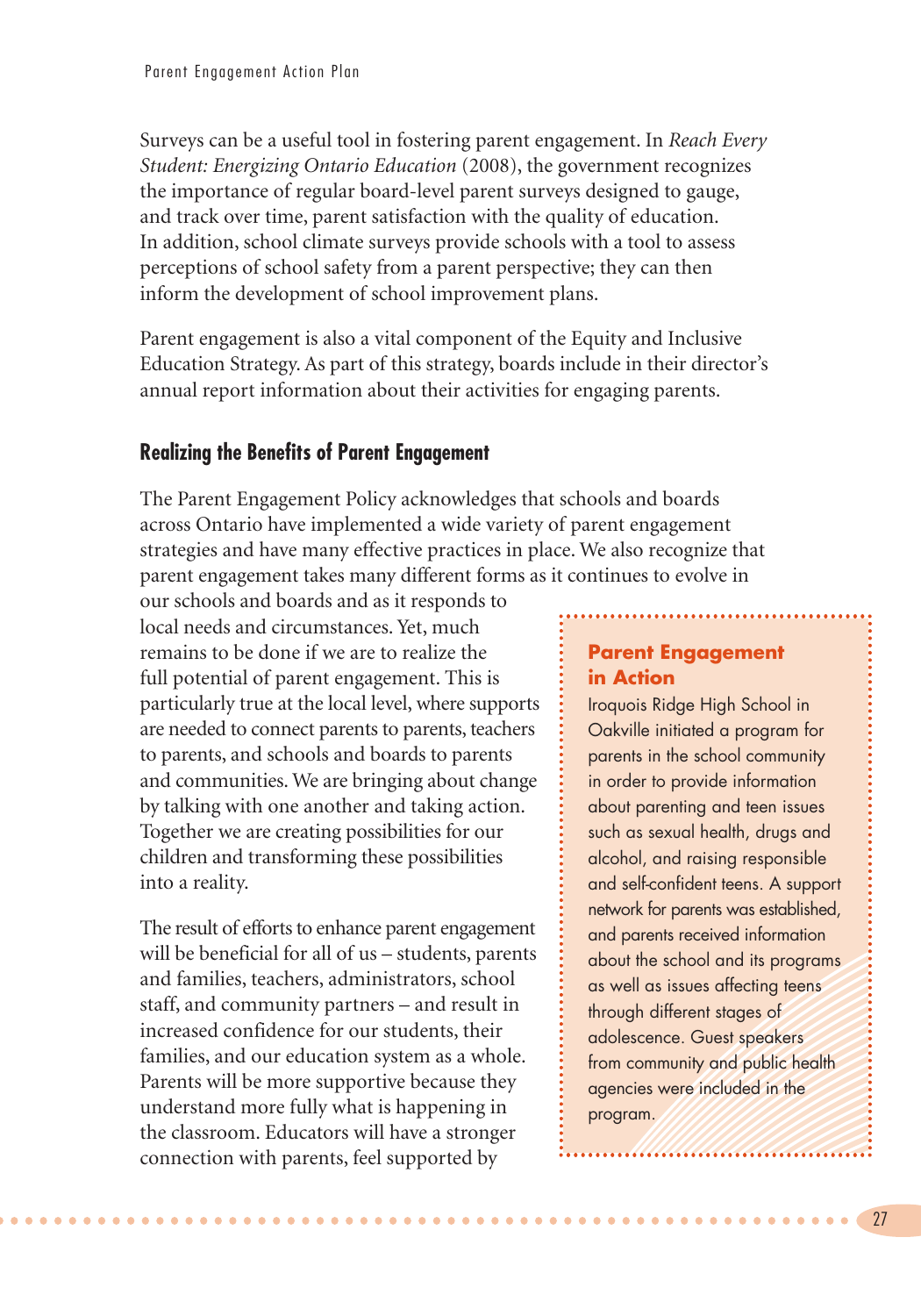Surveys can be a useful tool in fostering parent engagement. In *Reach Every Student: Energizing Ontario Education* (2008), the government recognizes the importance of regular board-level parent surveys designed to gauge, and track over time, parent satisfaction with the quality of education. In addition, school climate surveys provide schools with a tool to assess perceptions of school safety from a parent perspective; they can then inform the development of school improvement plans.

Parent engagement is also a vital component of the Equity and Inclusive Education Strategy. As part of this strategy, boards include in their director's annual report information about their activities for engaging parents.

### Realizing the Benefits of Parent Engagement

The Parent Engagement Policy acknowledges that schools and boards across Ontario have implemented a wide variety of parent engagement strategies and have many effective practices in place. We also recognize that parent engagement takes many different forms as it continues to evolve in our schools and boards and as it responds to local needs and circumstances. Yet, much remains to be done if we are to realize the full potential of parent engagement. This is particularly true at the local level, where supports are needed to connect parents to parents, teachers to parents, and schools and boards to parents and communities. We are bringing about change by talking with one another and taking action. Together we are creating possibilities for our children and transforming these possibilities into a reality.

The result of efforts to enhance parent engagement will be beneficial for all of us – students, parents and families, teachers, administrators, school staff, and community partners – and result in increased confidence for our students, their families, and our education system as a whole. Parents will be more supportive because they understand more fully what is happening in the classroom. Educators will have a stronger connection with parents, feel supported by

> **Parent Engagement in Action**
>
> Iroquois Ridge High School in Oakville initiated a program for parents in the school community in order to provide information about parenting and teen issues such as sexual health, drugs and alcohol, and raising responsible and self-confident teens. A support network for parents was established, and parents received information about the school and its programs as well as issues affecting teens through different stages of adolescence. Guest speakers from community and public health agencies were included in the program.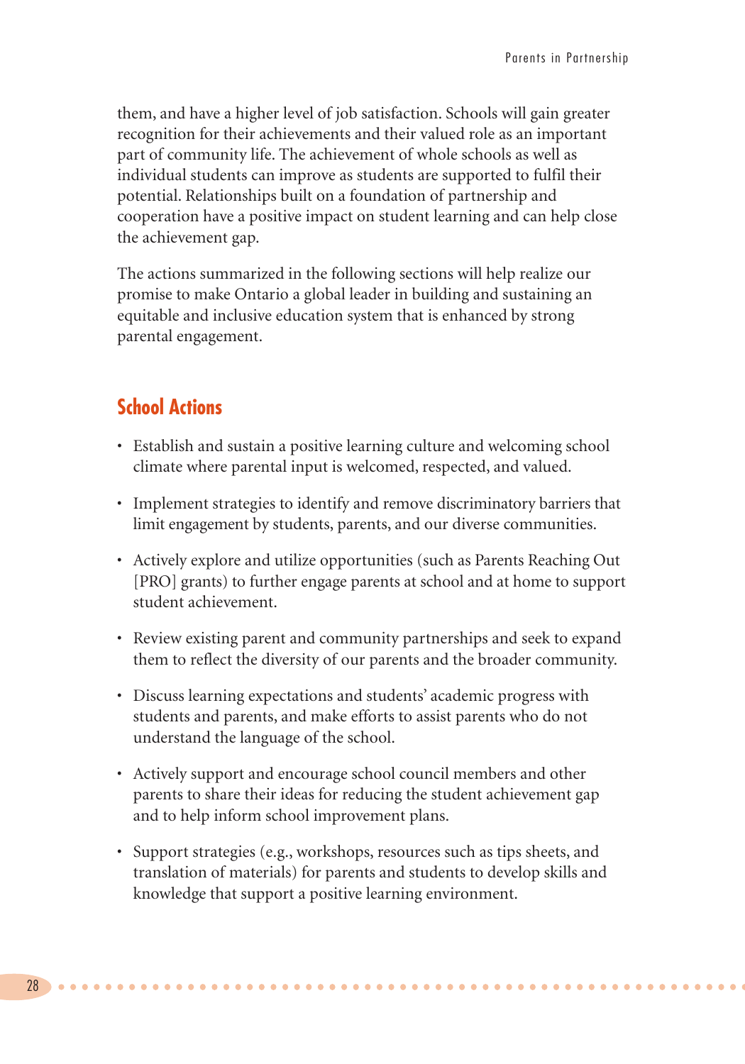them, and have a higher level of job satisfaction. Schools will gain greater recognition for their achievements and their valued role as an important part of community life. The achievement of whole schools as well as individual students can improve as students are supported to fulfil their potential. Relationships built on a foundation of partnership and cooperation have a positive impact on student learning and can help close the achievement gap.

The actions summarized in the following sections will help realize our promise to make Ontario a global leader in building and sustaining an equitable and inclusive education system that is enhanced by strong parental engagement.

## School Actions

- Establish and sustain a positive learning culture and welcoming school climate where parental input is welcomed, respected, and valued.
- Implement strategies to identify and remove discriminatory barriers that limit engagement by students, parents, and our diverse communities.
- Actively explore and utilize opportunities (such as Parents Reaching Out [PRO] grants) to further engage parents at school and at home to support student achievement.
- Review existing parent and community partnerships and seek to expand them to reflect the diversity of our parents and the broader community.
- Discuss learning expectations and students' academic progress with students and parents, and make efforts to assist parents who do not understand the language of the school.
- Actively support and encourage school council members and other parents to share their ideas for reducing the student achievement gap and to help inform school improvement plans.
- Support strategies (e.g., workshops, resources such as tips sheets, and translation of materials) for parents and students to develop skills and knowledge that support a positive learning environment.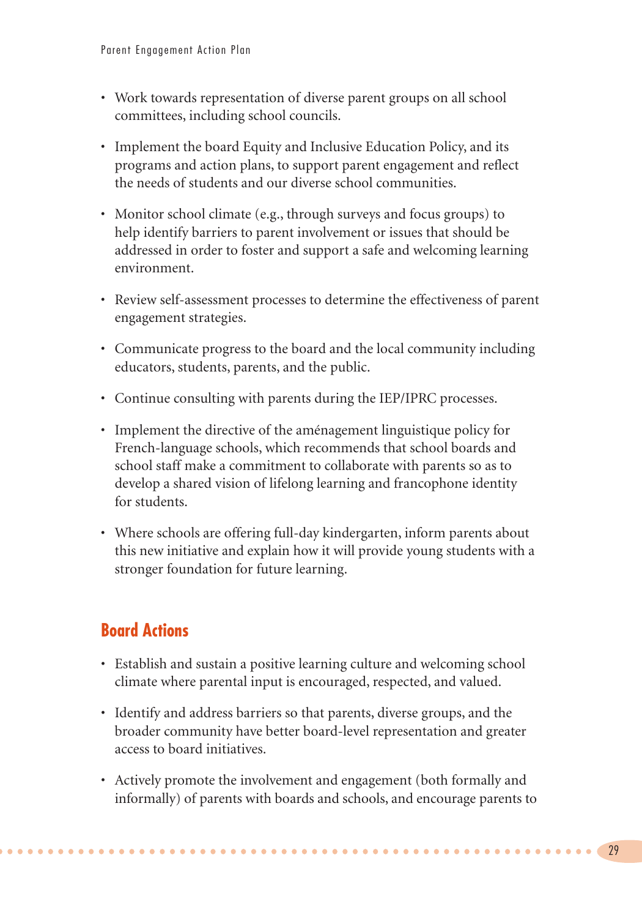- Work towards representation of diverse parent groups on all school committees, including school councils.
- Implement the board Equity and Inclusive Education Policy, and its programs and action plans, to support parent engagement and reflect the needs of students and our diverse school communities.
- Monitor school climate (e.g., through surveys and focus groups) to help identify barriers to parent involvement or issues that should be addressed in order to foster and support a safe and welcoming learning environment.
- Review self-assessment processes to determine the effectiveness of parent engagement strategies.
- Communicate progress to the board and the local community including educators, students, parents, and the public.
- Continue consulting with parents during the IEP/IPRC processes.
- Implement the directive of the aménagement linguistique policy for French-language schools, which recommends that school boards and school staff make a commitment to collaborate with parents so as to develop a shared vision of lifelong learning and francophone identity for students.
- Where schools are offering full-day kindergarten, inform parents about this new initiative and explain how it will provide young students with a stronger foundation for future learning.

## Board Actions

- Establish and sustain a positive learning culture and welcoming school climate where parental input is encouraged, respected, and valued.
- Identify and address barriers so that parents, diverse groups, and the broader community have better board-level representation and greater access to board initiatives.
- Actively promote the involvement and engagement (both formally and informally) of parents with boards and schools, and encourage parents to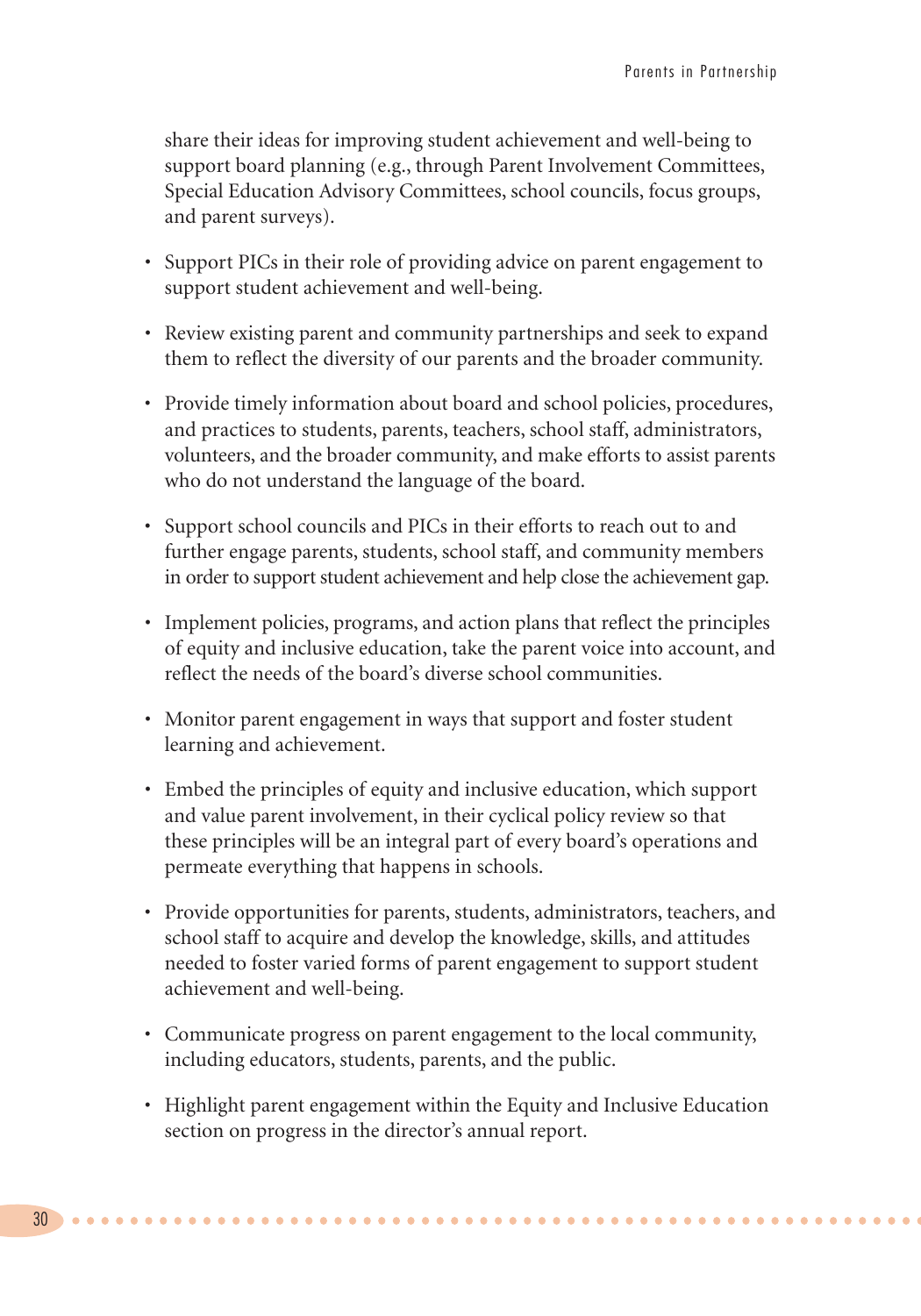share their ideas for improving student achievement and well-being to support board planning (e.g., through Parent Involvement Committees, Special Education Advisory Committees, school councils, focus groups, and parent surveys).

- Support PICs in their role of providing advice on parent engagement to support student achievement and well-being.
- Review existing parent and community partnerships and seek to expand them to reflect the diversity of our parents and the broader community.
- Provide timely information about board and school policies, procedures, and practices to students, parents, teachers, school staff, administrators, volunteers, and the broader community, and make efforts to assist parents who do not understand the language of the board.
- Support school councils and PICs in their efforts to reach out to and further engage parents, students, school staff, and community members in order to support student achievement and help close the achievement gap.
- Implement policies, programs, and action plans that reflect the principles of equity and inclusive education, take the parent voice into account, and reflect the needs of the board's diverse school communities.
- Monitor parent engagement in ways that support and foster student learning and achievement.
- Embed the principles of equity and inclusive education, which support and value parent involvement, in their cyclical policy review so that these principles will be an integral part of every board's operations and permeate everything that happens in schools.
- Provide opportunities for parents, students, administrators, teachers, and school staff to acquire and develop the knowledge, skills, and attitudes needed to foster varied forms of parent engagement to support student achievement and well-being.
- Communicate progress on parent engagement to the local community, including educators, students, parents, and the public.
- Highlight parent engagement within the Equity and Inclusive Education section on progress in the director's annual report.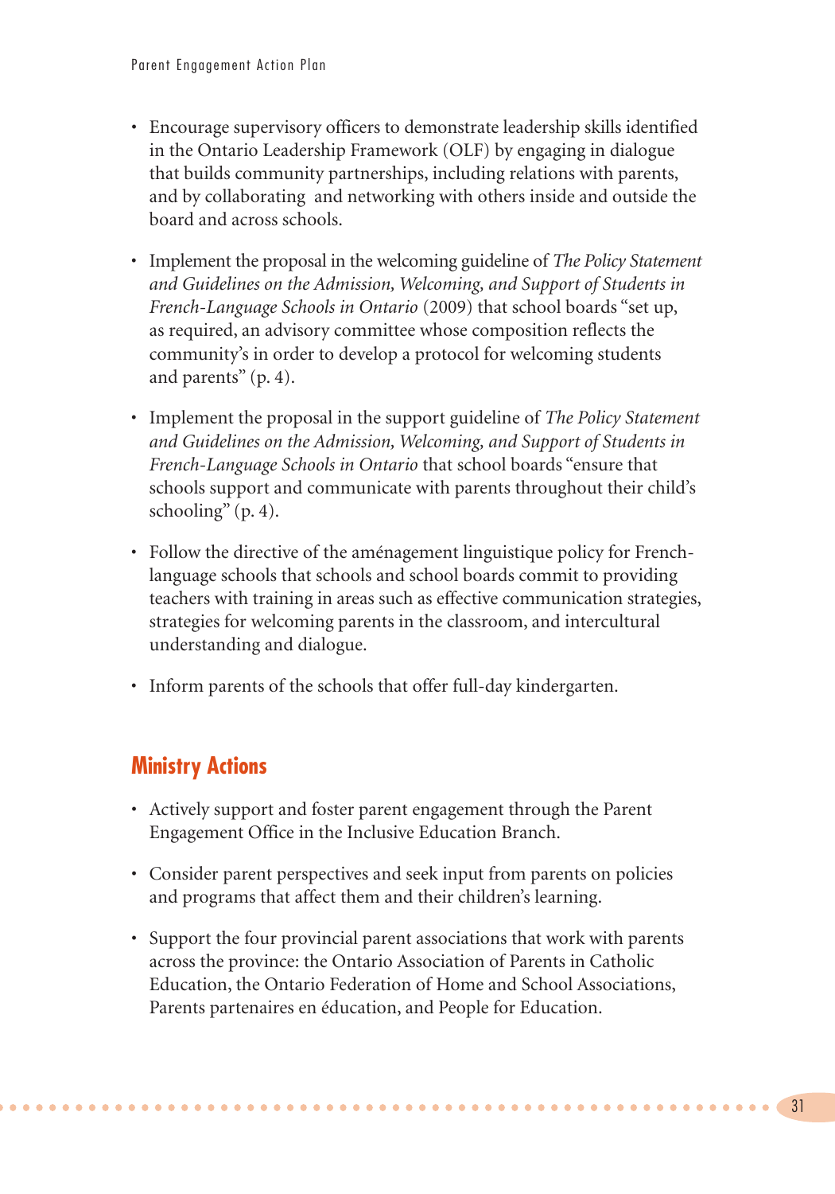- Encourage supervisory officers to demonstrate leadership skills identified in the Ontario Leadership Framework (OLF) by engaging in dialogue that builds community partnerships, including relations with parents, and by collaborating and networking with others inside and outside the board and across schools.

- Implement the proposal in the welcoming guideline of *The Policy Statement and Guidelines on the Admission, Welcoming, and Support of Students in French-Language Schools in Ontario* (2009) that school boards "set up, as required, an advisory committee whose composition reflects the community's in order to develop a protocol for welcoming students and parents" (p. 4).

- Implement the proposal in the support guideline of *The Policy Statement and Guidelines on the Admission, Welcoming, and Support of Students in French-Language Schools in Ontario* that school boards "ensure that schools support and communicate with parents throughout their child's schooling" (p. 4).

- Follow the directive of the aménagement linguistique policy for French-language schools that schools and school boards commit to providing teachers with training in areas such as effective communication strategies, strategies for welcoming parents in the classroom, and intercultural understanding and dialogue.

- Inform parents of the schools that offer full-day kindergarten.

## Ministry Actions

- Actively support and foster parent engagement through the Parent Engagement Office in the Inclusive Education Branch.

- Consider parent perspectives and seek input from parents on policies and programs that affect them and their children's learning.

- Support the four provincial parent associations that work with parents across the province: the Ontario Association of Parents in Catholic Education, the Ontario Federation of Home and School Associations, Parents partenaires en éducation, and People for Education.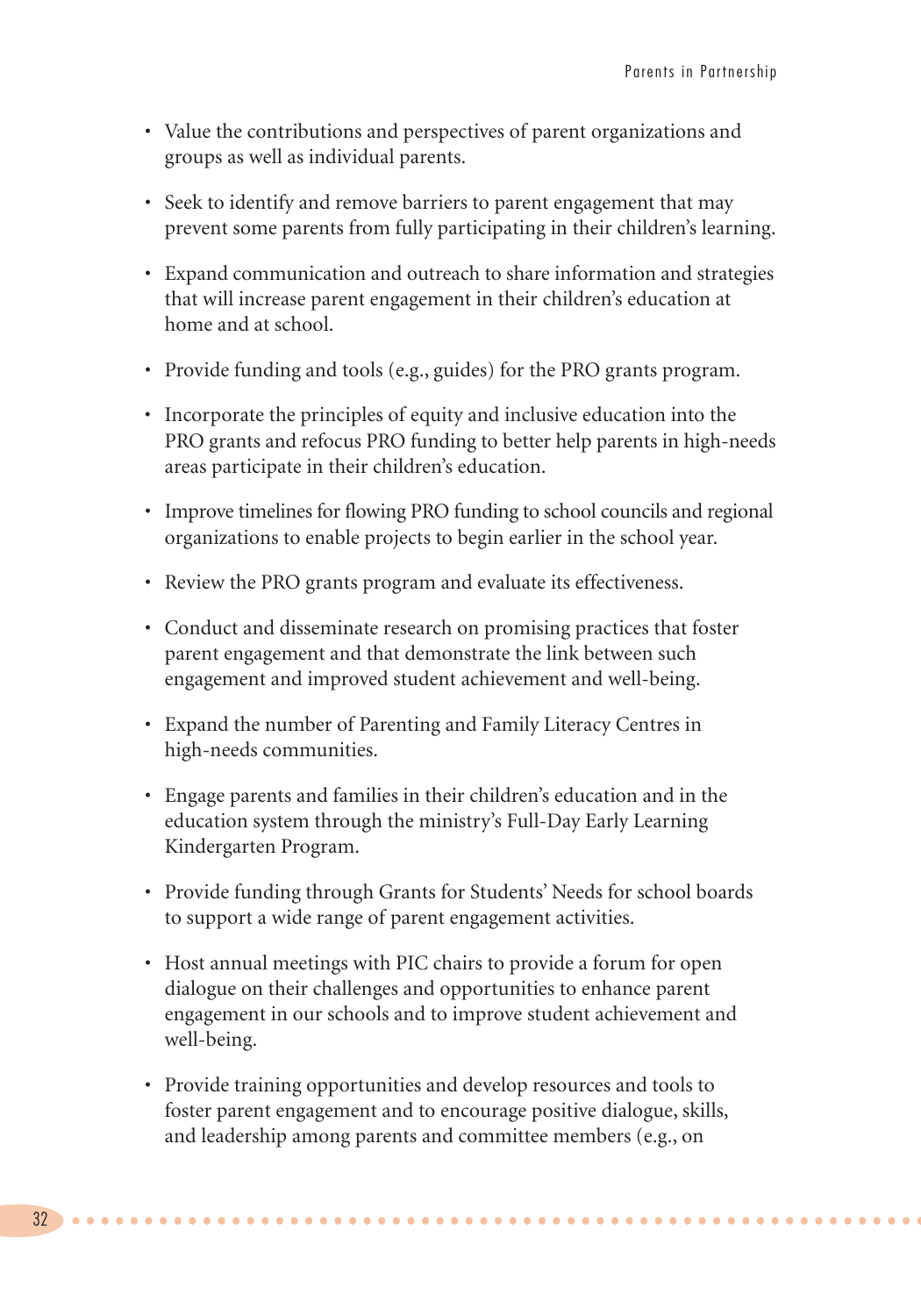- Value the contributions and perspectives of parent organizations and groups as well as individual parents.
- Seek to identify and remove barriers to parent engagement that may prevent some parents from fully participating in their children's learning.
- Expand communication and outreach to share information and strategies that will increase parent engagement in their children's education at home and at school.
- Provide funding and tools (e.g., guides) for the PRO grants program.
- Incorporate the principles of equity and inclusive education into the PRO grants and refocus PRO funding to better help parents in high-needs areas participate in their children's education.
- Improve timelines for flowing PRO funding to school councils and regional organizations to enable projects to begin earlier in the school year.
- Review the PRO grants program and evaluate its effectiveness.
- Conduct and disseminate research on promising practices that foster parent engagement and that demonstrate the link between such engagement and improved student achievement and well-being.
- Expand the number of Parenting and Family Literacy Centres in high-needs communities.
- Engage parents and families in their children's education and in the education system through the ministry's Full-Day Early Learning Kindergarten Program.
- Provide funding through Grants for Students' Needs for school boards to support a wide range of parent engagement activities.
- Host annual meetings with PIC chairs to provide a forum for open dialogue on their challenges and opportunities to enhance parent engagement in our schools and to improve student achievement and well-being.
- Provide training opportunities and develop resources and tools to foster parent engagement and to encourage positive dialogue, skills, and leadership among parents and committee members (e.g., on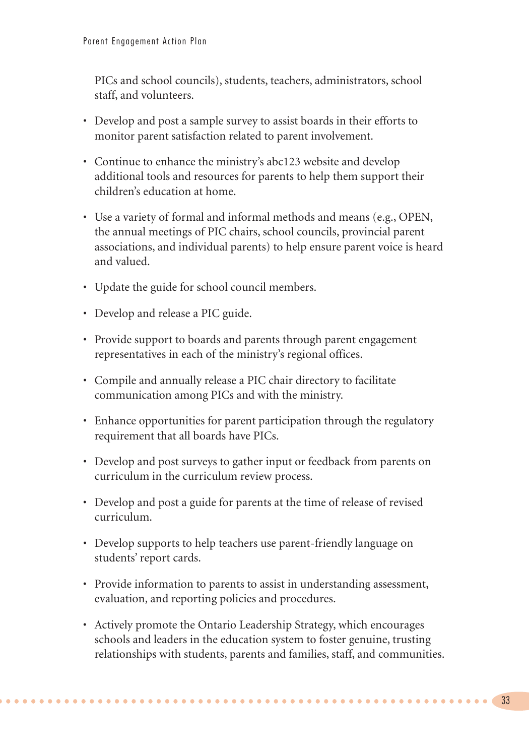PICs and school councils), students, teachers, administrators, school staff, and volunteers.

- Develop and post a sample survey to assist boards in their efforts to monitor parent satisfaction related to parent involvement.
- Continue to enhance the ministry's abc123 website and develop additional tools and resources for parents to help them support their children's education at home.
- Use a variety of formal and informal methods and means (e.g., OPEN, the annual meetings of PIC chairs, school councils, provincial parent associations, and individual parents) to help ensure parent voice is heard and valued.
- Update the guide for school council members.
- Develop and release a PIC guide.
- Provide support to boards and parents through parent engagement representatives in each of the ministry's regional offices.
- Compile and annually release a PIC chair directory to facilitate communication among PICs and with the ministry.
- Enhance opportunities for parent participation through the regulatory requirement that all boards have PICs.
- Develop and post surveys to gather input or feedback from parents on curriculum in the curriculum review process.
- Develop and post a guide for parents at the time of release of revised curriculum.
- Develop supports to help teachers use parent-friendly language on students' report cards.
- Provide information to parents to assist in understanding assessment, evaluation, and reporting policies and procedures.
- Actively promote the Ontario Leadership Strategy, which encourages schools and leaders in the education system to foster genuine, trusting relationships with students, parents and families, staff, and communities.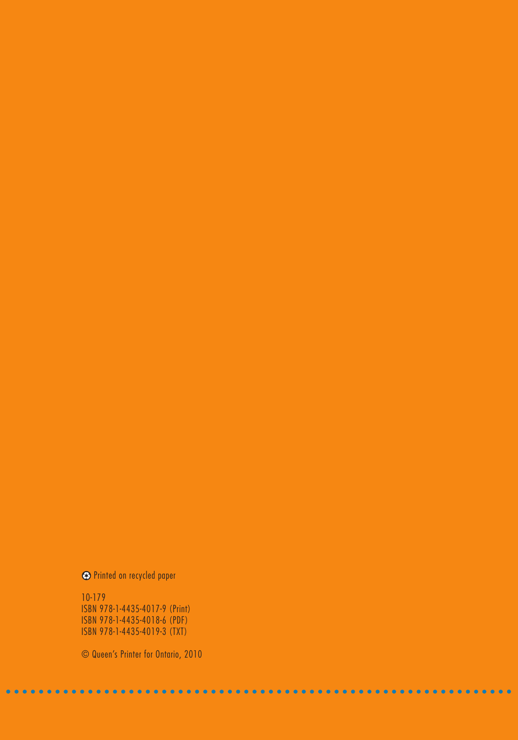♻ Printed on recycled paper

10-179
ISBN 978-1-4435-4017-9 (Print)
ISBN 978-1-4435-4018-6 (PDF)
ISBN 978-1-4435-4019-3 (TXT)

© Queen's Printer for Ontario, 2010